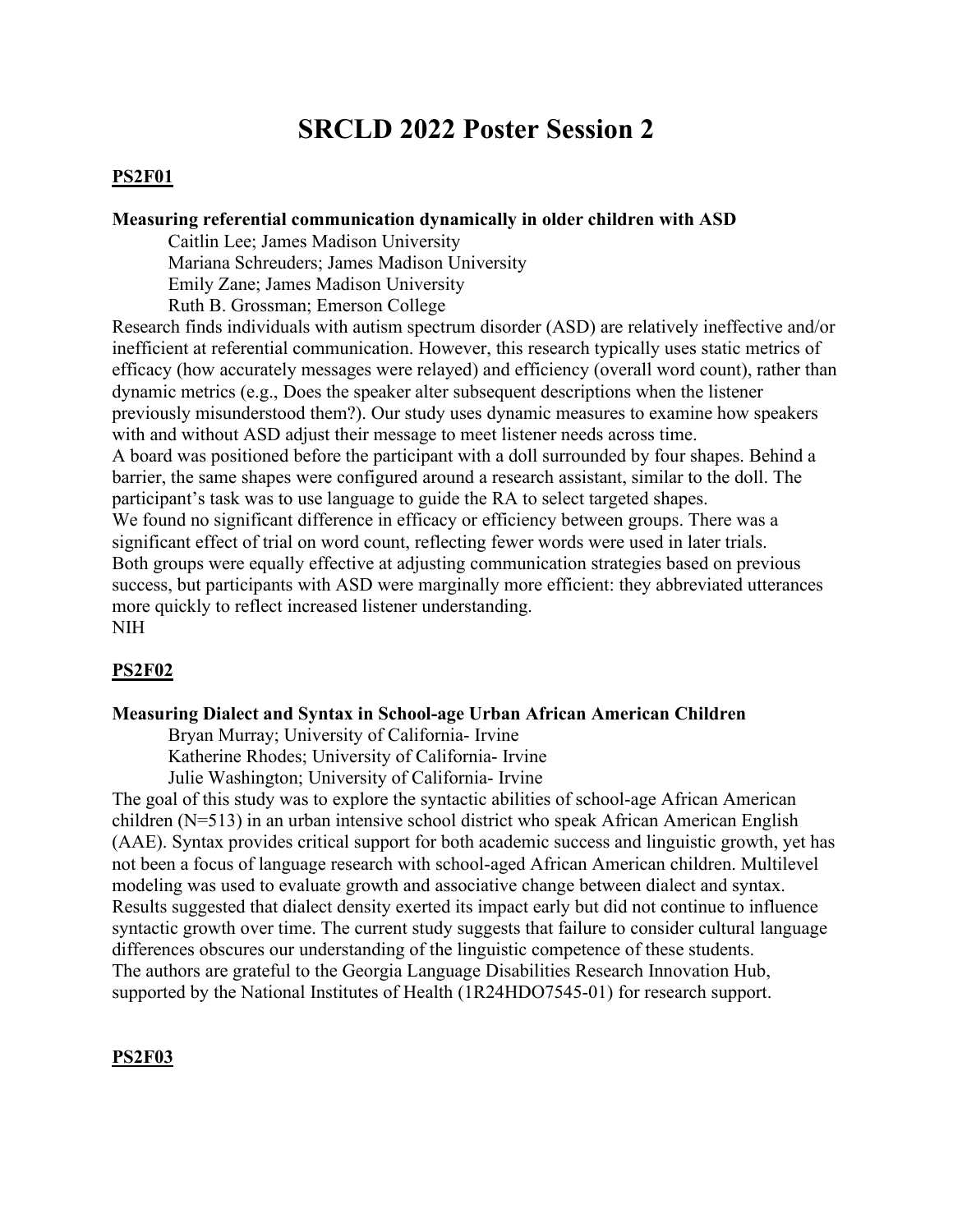# SRCLD 2022 Poster Session 2

## PS2F01

**Measuring referential communication dynamically in older children with ASD**

Caitlin Lee; James Madison University
Mariana Schreuders; James Madison University
Emily Zane; James Madison University
Ruth B. Grossman; Emerson College

Research finds individuals with autism spectrum disorder (ASD) are relatively ineffective and/or inefficient at referential communication. However, this research typically uses static metrics of efficacy (how accurately messages were relayed) and efficiency (overall word count), rather than dynamic metrics (e.g., Does the speaker alter subsequent descriptions when the listener previously misunderstood them?). Our study uses dynamic measures to examine how speakers with and without ASD adjust their message to meet listener needs across time.
A board was positioned before the participant with a doll surrounded by four shapes. Behind a barrier, the same shapes were configured around a research assistant, similar to the doll. The participant's task was to use language to guide the RA to select targeted shapes.
We found no significant difference in efficacy or efficiency between groups. There was a significant effect of trial on word count, reflecting fewer words were used in later trials.
Both groups were equally effective at adjusting communication strategies based on previous success, but participants with ASD were marginally more efficient: they abbreviated utterances more quickly to reflect increased listener understanding.
NIH

## PS2F02

**Measuring Dialect and Syntax in School-age Urban African American Children**

Bryan Murray; University of California- Irvine
Katherine Rhodes; University of California- Irvine
Julie Washington; University of California- Irvine

The goal of this study was to explore the syntactic abilities of school-age African American children (N=513) in an urban intensive school district who speak African American English (AAE). Syntax provides critical support for both academic success and linguistic growth, yet has not been a focus of language research with school-aged African American children. Multilevel modeling was used to evaluate growth and associative change between dialect and syntax. Results suggested that dialect density exerted its impact early but did not continue to influence syntactic growth over time. The current study suggests that failure to consider cultural language differences obscures our understanding of the linguistic competence of these students.
The authors are grateful to the Georgia Language Disabilities Research Innovation Hub, supported by the National Institutes of Health (1R24HDO7545-01) for research support.

## PS2F03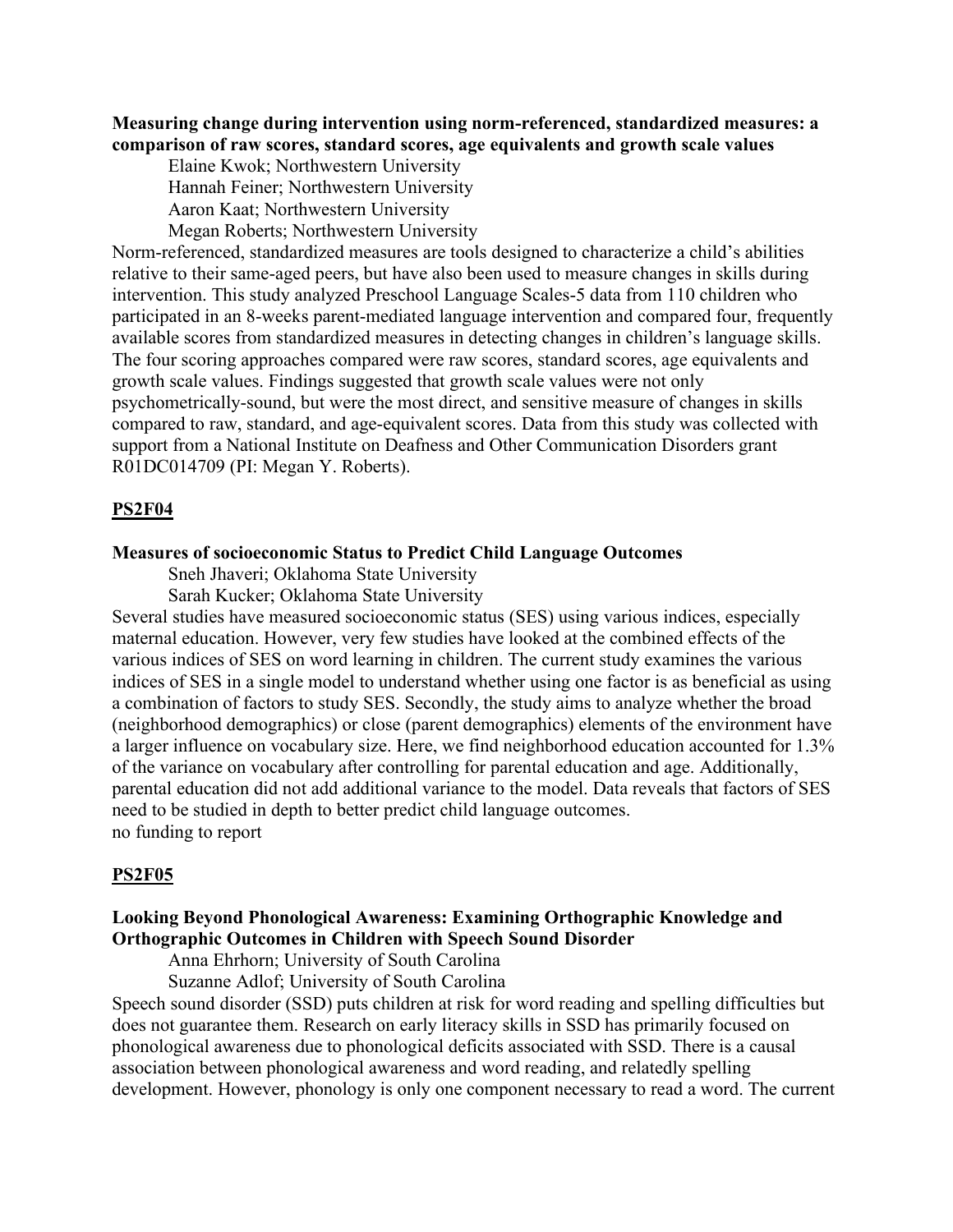**Measuring change during intervention using norm-referenced, standardized measures: a comparison of raw scores, standard scores, age equivalents and growth scale values**

Elaine Kwok; Northwestern University
Hannah Feiner; Northwestern University
Aaron Kaat; Northwestern University
Megan Roberts; Northwestern University

Norm-referenced, standardized measures are tools designed to characterize a child's abilities relative to their same-aged peers, but have also been used to measure changes in skills during intervention. This study analyzed Preschool Language Scales-5 data from 110 children who participated in an 8-weeks parent-mediated language intervention and compared four, frequently available scores from standardized measures in detecting changes in children's language skills. The four scoring approaches compared were raw scores, standard scores, age equivalents and growth scale values. Findings suggested that growth scale values were not only psychometrically-sound, but were the most direct, and sensitive measure of changes in skills compared to raw, standard, and age-equivalent scores. Data from this study was collected with support from a National Institute on Deafness and Other Communication Disorders grant R01DC014709 (PI: Megan Y. Roberts).

## PS2F04

**Measures of socioeconomic Status to Predict Child Language Outcomes**

Sneh Jhaveri; Oklahoma State University
Sarah Kucker; Oklahoma State University

Several studies have measured socioeconomic status (SES) using various indices, especially maternal education. However, very few studies have looked at the combined effects of the various indices of SES on word learning in children. The current study examines the various indices of SES in a single model to understand whether using one factor is as beneficial as using a combination of factors to study SES. Secondly, the study aims to analyze whether the broad (neighborhood demographics) or close (parent demographics) elements of the environment have a larger influence on vocabulary size. Here, we find neighborhood education accounted for 1.3% of the variance on vocabulary after controlling for parental education and age. Additionally, parental education did not add additional variance to the model. Data reveals that factors of SES need to be studied in depth to better predict child language outcomes.
no funding to report

## PS2F05

**Looking Beyond Phonological Awareness: Examining Orthographic Knowledge and Orthographic Outcomes in Children with Speech Sound Disorder**

Anna Ehrhorn; University of South Carolina
Suzanne Adlof; University of South Carolina

Speech sound disorder (SSD) puts children at risk for word reading and spelling difficulties but does not guarantee them. Research on early literacy skills in SSD has primarily focused on phonological awareness due to phonological deficits associated with SSD. There is a causal association between phonological awareness and word reading, and relatedly spelling development. However, phonology is only one component necessary to read a word. The current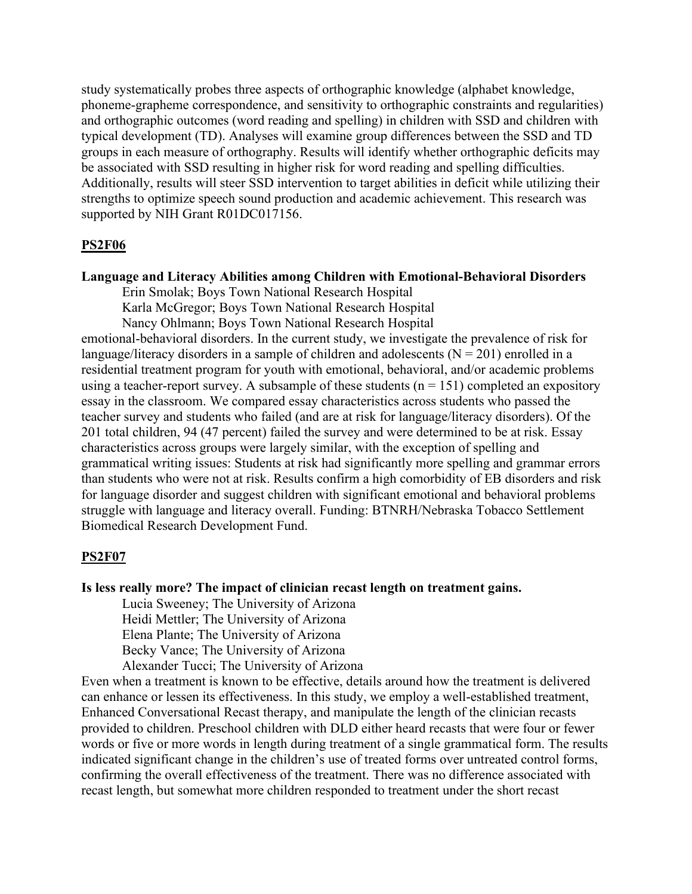study systematically probes three aspects of orthographic knowledge (alphabet knowledge, phoneme-grapheme correspondence, and sensitivity to orthographic constraints and regularities) and orthographic outcomes (word reading and spelling) in children with SSD and children with typical development (TD). Analyses will examine group differences between the SSD and TD groups in each measure of orthography. Results will identify whether orthographic deficits may be associated with SSD resulting in higher risk for word reading and spelling difficulties. Additionally, results will steer SSD intervention to target abilities in deficit while utilizing their strengths to optimize speech sound production and academic achievement. This research was supported by NIH Grant R01DC017156.

## PS2F06

**Language and Literacy Abilities among Children with Emotional-Behavioral Disorders**

Erin Smolak; Boys Town National Research Hospital
Karla McGregor; Boys Town National Research Hospital
Nancy Ohlmann; Boys Town National Research Hospital

emotional-behavioral disorders. In the current study, we investigate the prevalence of risk for language/literacy disorders in a sample of children and adolescents (N = 201) enrolled in a residential treatment program for youth with emotional, behavioral, and/or academic problems using a teacher-report survey. A subsample of these students (n = 151) completed an expository essay in the classroom. We compared essay characteristics across students who passed the teacher survey and students who failed (and are at risk for language/literacy disorders). Of the 201 total children, 94 (47 percent) failed the survey and were determined to be at risk. Essay characteristics across groups were largely similar, with the exception of spelling and grammatical writing issues: Students at risk had significantly more spelling and grammar errors than students who were not at risk. Results confirm a high comorbidity of EB disorders and risk for language disorder and suggest children with significant emotional and behavioral problems struggle with language and literacy overall. Funding: BTNRH/Nebraska Tobacco Settlement Biomedical Research Development Fund.

## PS2F07

**Is less really more? The impact of clinician recast length on treatment gains.**

Lucia Sweeney; The University of Arizona
Heidi Mettler; The University of Arizona
Elena Plante; The University of Arizona
Becky Vance; The University of Arizona
Alexander Tucci; The University of Arizona

Even when a treatment is known to be effective, details around how the treatment is delivered can enhance or lessen its effectiveness. In this study, we employ a well-established treatment, Enhanced Conversational Recast therapy, and manipulate the length of the clinician recasts provided to children. Preschool children with DLD either heard recasts that were four or fewer words or five or more words in length during treatment of a single grammatical form. The results indicated significant change in the children's use of treated forms over untreated control forms, confirming the overall effectiveness of the treatment. There was no difference associated with recast length, but somewhat more children responded to treatment under the short recast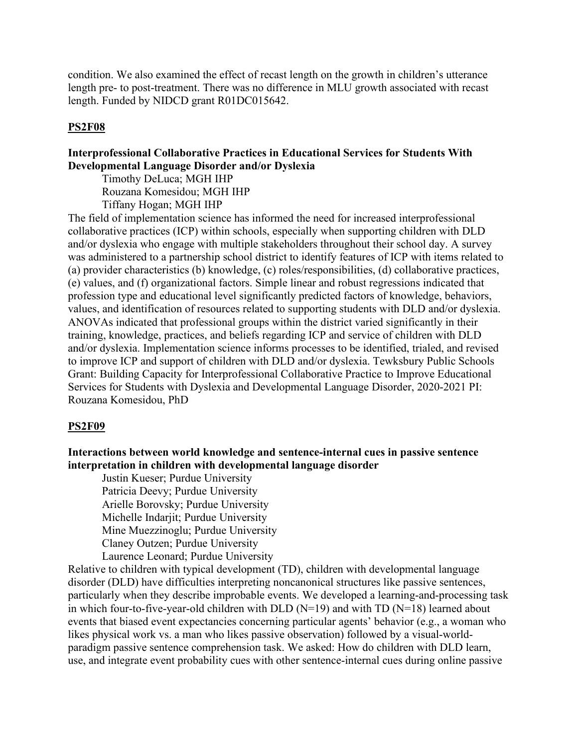condition. We also examined the effect of recast length on the growth in children's utterance length pre- to post-treatment. There was no difference in MLU growth associated with recast length. Funded by NIDCD grant R01DC015642.

## PS2F08

### Interprofessional Collaborative Practices in Educational Services for Students With Developmental Language Disorder and/or Dyslexia

Timothy DeLuca; MGH IHP
Rouzana Komesidou; MGH IHP
Tiffany Hogan; MGH IHP

The field of implementation science has informed the need for increased interprofessional collaborative practices (ICP) within schools, especially when supporting children with DLD and/or dyslexia who engage with multiple stakeholders throughout their school day. A survey was administered to a partnership school district to identify features of ICP with items related to (a) provider characteristics (b) knowledge, (c) roles/responsibilities, (d) collaborative practices, (e) values, and (f) organizational factors. Simple linear and robust regressions indicated that profession type and educational level significantly predicted factors of knowledge, behaviors, values, and identification of resources related to supporting students with DLD and/or dyslexia. ANOVAs indicated that professional groups within the district varied significantly in their training, knowledge, practices, and beliefs regarding ICP and service of children with DLD and/or dyslexia. Implementation science informs processes to be identified, trialed, and revised to improve ICP and support of children with DLD and/or dyslexia. Tewksbury Public Schools Grant: Building Capacity for Interprofessional Collaborative Practice to Improve Educational Services for Students with Dyslexia and Developmental Language Disorder, 2020-2021 PI: Rouzana Komesidou, PhD

## PS2F09

### Interactions between world knowledge and sentence-internal cues in passive sentence interpretation in children with developmental language disorder

Justin Kueser; Purdue University
Patricia Deevy; Purdue University
Arielle Borovsky; Purdue University
Michelle Indarjit; Purdue University
Mine Muezzinoglu; Purdue University
Claney Outzen; Purdue University
Laurence Leonard; Purdue University

Relative to children with typical development (TD), children with developmental language disorder (DLD) have difficulties interpreting noncanonical structures like passive sentences, particularly when they describe improbable events. We developed a learning-and-processing task in which four-to-five-year-old children with DLD (N=19) and with TD (N=18) learned about events that biased event expectancies concerning particular agents' behavior (e.g., a woman who likes physical work vs. a man who likes passive observation) followed by a visual-world-paradigm passive sentence comprehension task. We asked: How do children with DLD learn, use, and integrate event probability cues with other sentence-internal cues during online passive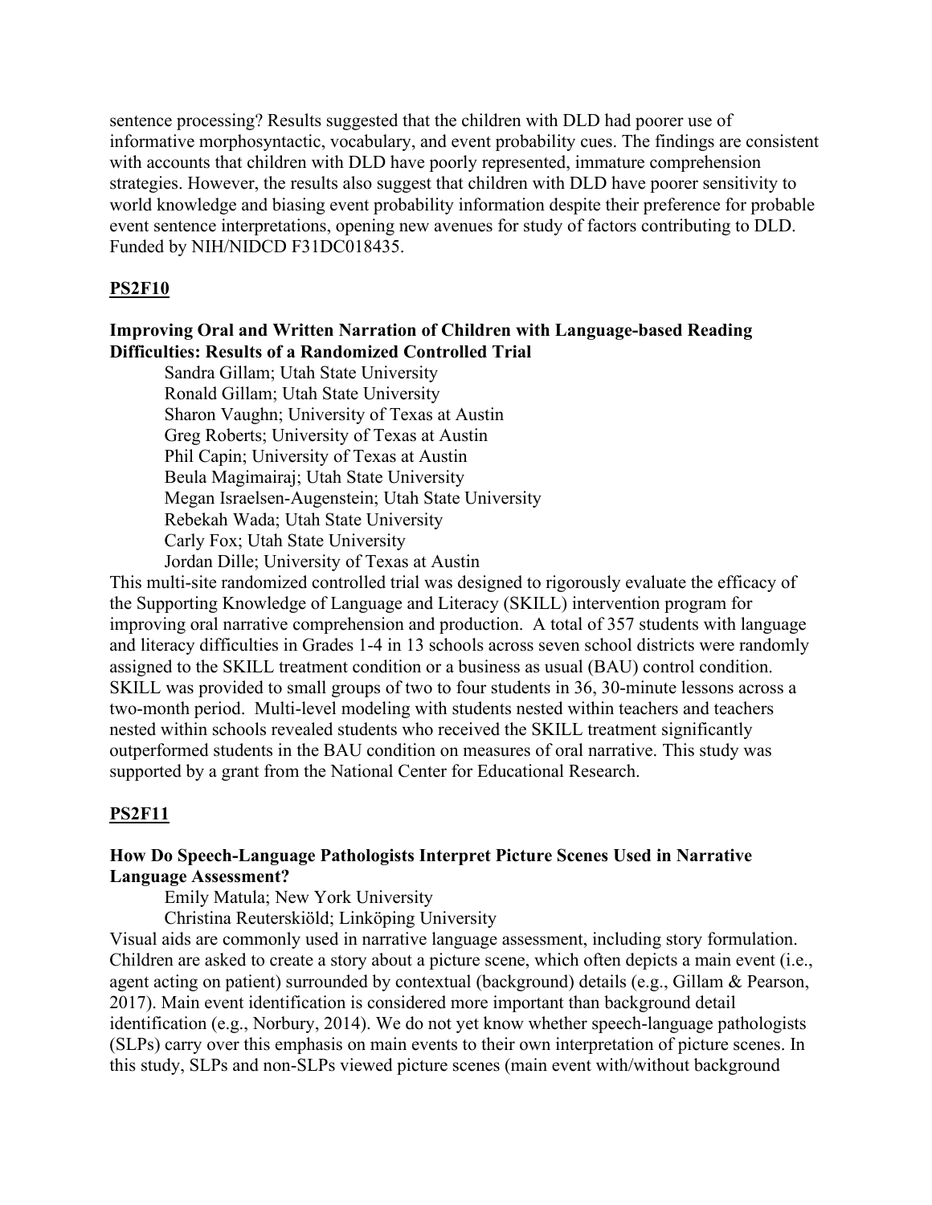sentence processing? Results suggested that the children with DLD had poorer use of informative morphosyntactic, vocabulary, and event probability cues. The findings are consistent with accounts that children with DLD have poorly represented, immature comprehension strategies. However, the results also suggest that children with DLD have poorer sensitivity to world knowledge and biasing event probability information despite their preference for probable event sentence interpretations, opening new avenues for study of factors contributing to DLD. Funded by NIH/NIDCD F31DC018435.

## PS2F10

**Improving Oral and Written Narration of Children with Language-based Reading Difficulties: Results of a Randomized Controlled Trial**

Sandra Gillam; Utah State University
Ronald Gillam; Utah State University
Sharon Vaughn; University of Texas at Austin
Greg Roberts; University of Texas at Austin
Phil Capin; University of Texas at Austin
Beula Magimairaj; Utah State University
Megan Israelsen-Augenstein; Utah State University
Rebekah Wada; Utah State University
Carly Fox; Utah State University
Jordan Dille; University of Texas at Austin

This multi-site randomized controlled trial was designed to rigorously evaluate the efficacy of the Supporting Knowledge of Language and Literacy (SKILL) intervention program for improving oral narrative comprehension and production. A total of 357 students with language and literacy difficulties in Grades 1-4 in 13 schools across seven school districts were randomly assigned to the SKILL treatment condition or a business as usual (BAU) control condition. SKILL was provided to small groups of two to four students in 36, 30-minute lessons across a two-month period. Multi-level modeling with students nested within teachers and teachers nested within schools revealed students who received the SKILL treatment significantly outperformed students in the BAU condition on measures of oral narrative. This study was supported by a grant from the National Center for Educational Research.

## PS2F11

**How Do Speech-Language Pathologists Interpret Picture Scenes Used in Narrative Language Assessment?**

Emily Matula; New York University
Christina Reuterskiöld; Linköping University

Visual aids are commonly used in narrative language assessment, including story formulation. Children are asked to create a story about a picture scene, which often depicts a main event (i.e., agent acting on patient) surrounded by contextual (background) details (e.g., Gillam & Pearson, 2017). Main event identification is considered more important than background detail identification (e.g., Norbury, 2014). We do not yet know whether speech-language pathologists (SLPs) carry over this emphasis on main events to their own interpretation of picture scenes. In this study, SLPs and non-SLPs viewed picture scenes (main event with/without background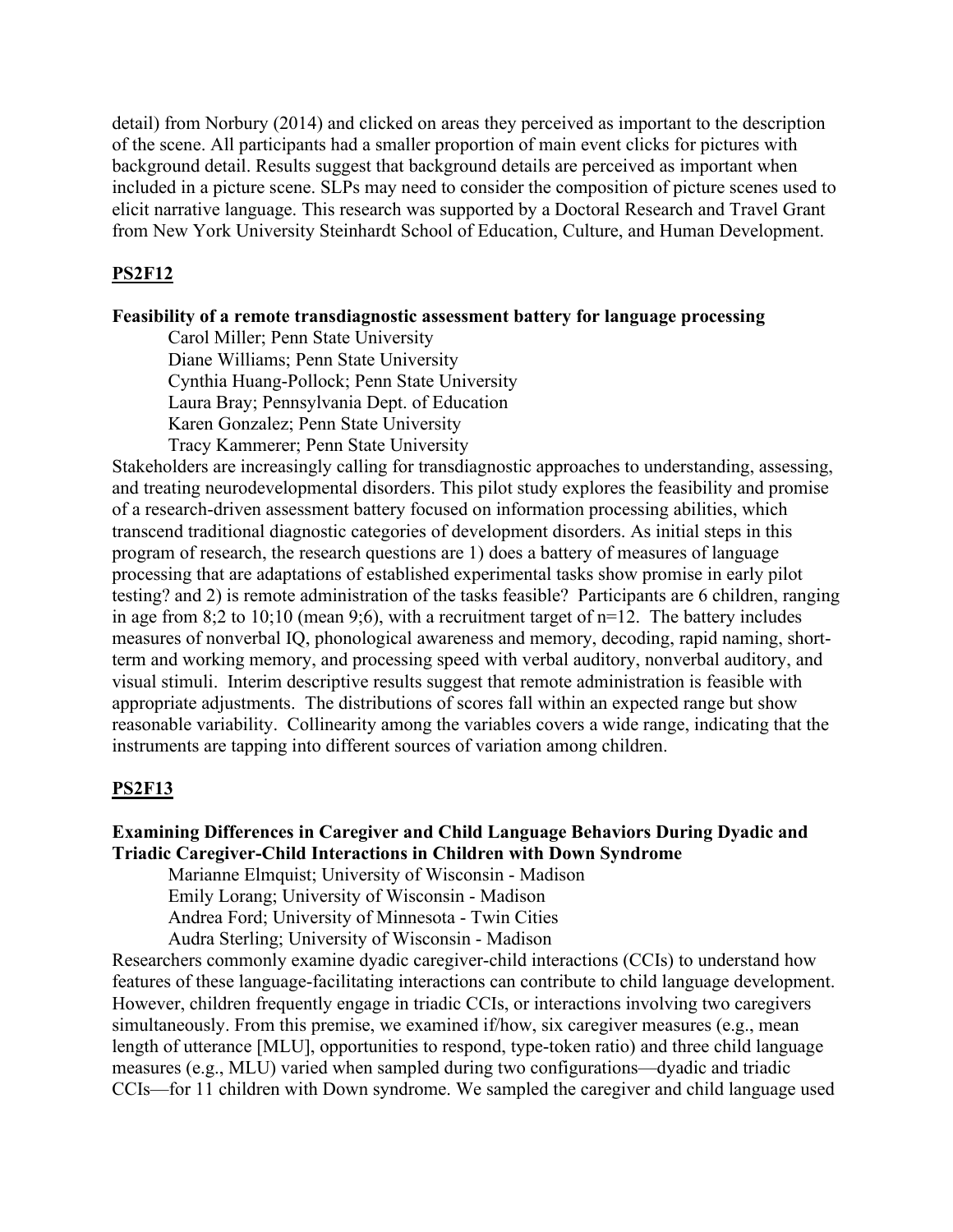detail) from Norbury (2014) and clicked on areas they perceived as important to the description of the scene. All participants had a smaller proportion of main event clicks for pictures with background detail. Results suggest that background details are perceived as important when included in a picture scene. SLPs may need to consider the composition of picture scenes used to elicit narrative language. This research was supported by a Doctoral Research and Travel Grant from New York University Steinhardt School of Education, Culture, and Human Development.

## PS2F12

**Feasibility of a remote transdiagnostic assessment battery for language processing**

Carol Miller; Penn State University
Diane Williams; Penn State University
Cynthia Huang-Pollock; Penn State University
Laura Bray; Pennsylvania Dept. of Education
Karen Gonzalez; Penn State University
Tracy Kammerer; Penn State University

Stakeholders are increasingly calling for transdiagnostic approaches to understanding, assessing, and treating neurodevelopmental disorders. This pilot study explores the feasibility and promise of a research-driven assessment battery focused on information processing abilities, which transcend traditional diagnostic categories of development disorders. As initial steps in this program of research, the research questions are 1) does a battery of measures of language processing that are adaptations of established experimental tasks show promise in early pilot testing? and 2) is remote administration of the tasks feasible? Participants are 6 children, ranging in age from 8;2 to 10;10 (mean 9;6), with a recruitment target of n=12. The battery includes measures of nonverbal IQ, phonological awareness and memory, decoding, rapid naming, short-term and working memory, and processing speed with verbal auditory, nonverbal auditory, and visual stimuli. Interim descriptive results suggest that remote administration is feasible with appropriate adjustments. The distributions of scores fall within an expected range but show reasonable variability. Collinearity among the variables covers a wide range, indicating that the instruments are tapping into different sources of variation among children.

## PS2F13

**Examining Differences in Caregiver and Child Language Behaviors During Dyadic and Triadic Caregiver-Child Interactions in Children with Down Syndrome**

Marianne Elmquist; University of Wisconsin - Madison
Emily Lorang; University of Wisconsin - Madison
Andrea Ford; University of Minnesota - Twin Cities
Audra Sterling; University of Wisconsin - Madison

Researchers commonly examine dyadic caregiver-child interactions (CCIs) to understand how features of these language-facilitating interactions can contribute to child language development. However, children frequently engage in triadic CCIs, or interactions involving two caregivers simultaneously. From this premise, we examined if/how, six caregiver measures (e.g., mean length of utterance [MLU], opportunities to respond, type-token ratio) and three child language measures (e.g., MLU) varied when sampled during two configurations—dyadic and triadic CCIs—for 11 children with Down syndrome. We sampled the caregiver and child language used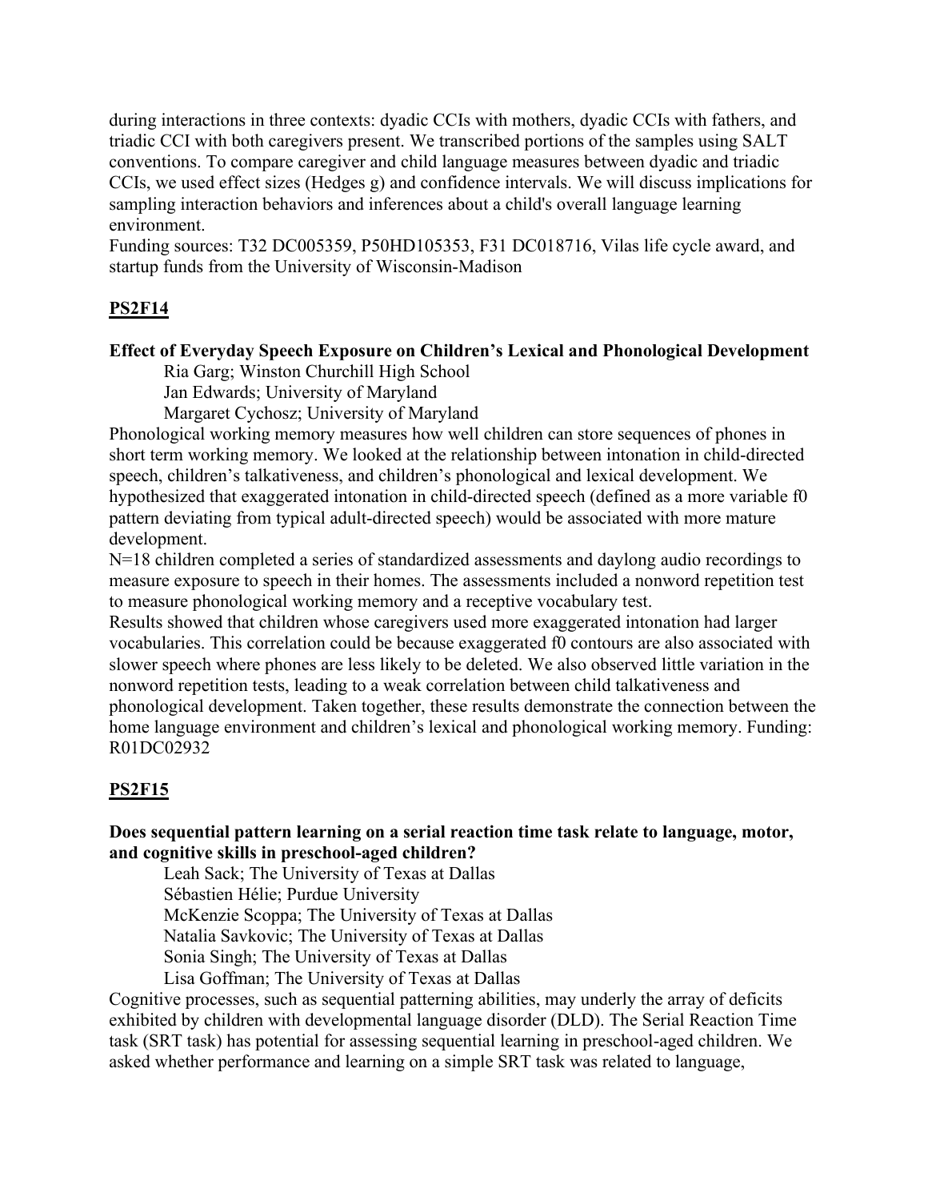during interactions in three contexts: dyadic CCIs with mothers, dyadic CCIs with fathers, and triadic CCI with both caregivers present. We transcribed portions of the samples using SALT conventions. To compare caregiver and child language measures between dyadic and triadic CCIs, we used effect sizes (Hedges g) and confidence intervals. We will discuss implications for sampling interaction behaviors and inferences about a child's overall language learning environment.
Funding sources: T32 DC005359, P50HD105353, F31 DC018716, Vilas life cycle award, and startup funds from the University of Wisconsin-Madison

## PS2F14

**Effect of Everyday Speech Exposure on Children's Lexical and Phonological Development**

Ria Garg; Winston Churchill High School
Jan Edwards; University of Maryland
Margaret Cychosz; University of Maryland

Phonological working memory measures how well children can store sequences of phones in short term working memory. We looked at the relationship between intonation in child-directed speech, children's talkativeness, and children's phonological and lexical development. We hypothesized that exaggerated intonation in child-directed speech (defined as a more variable f0 pattern deviating from typical adult-directed speech) would be associated with more mature development.
N=18 children completed a series of standardized assessments and daylong audio recordings to measure exposure to speech in their homes. The assessments included a nonword repetition test to measure phonological working memory and a receptive vocabulary test.
Results showed that children whose caregivers used more exaggerated intonation had larger vocabularies. This correlation could be because exaggerated f0 contours are also associated with slower speech where phones are less likely to be deleted. We also observed little variation in the nonword repetition tests, leading to a weak correlation between child talkativeness and phonological development. Taken together, these results demonstrate the connection between the home language environment and children's lexical and phonological working memory. Funding: R01DC02932

## PS2F15

**Does sequential pattern learning on a serial reaction time task relate to language, motor, and cognitive skills in preschool-aged children?**

Leah Sack; The University of Texas at Dallas
Sébastien Hélie; Purdue University
McKenzie Scoppa; The University of Texas at Dallas
Natalia Savkovic; The University of Texas at Dallas
Sonia Singh; The University of Texas at Dallas
Lisa Goffman; The University of Texas at Dallas

Cognitive processes, such as sequential patterning abilities, may underly the array of deficits exhibited by children with developmental language disorder (DLD). The Serial Reaction Time task (SRT task) has potential for assessing sequential learning in preschool-aged children. We asked whether performance and learning on a simple SRT task was related to language,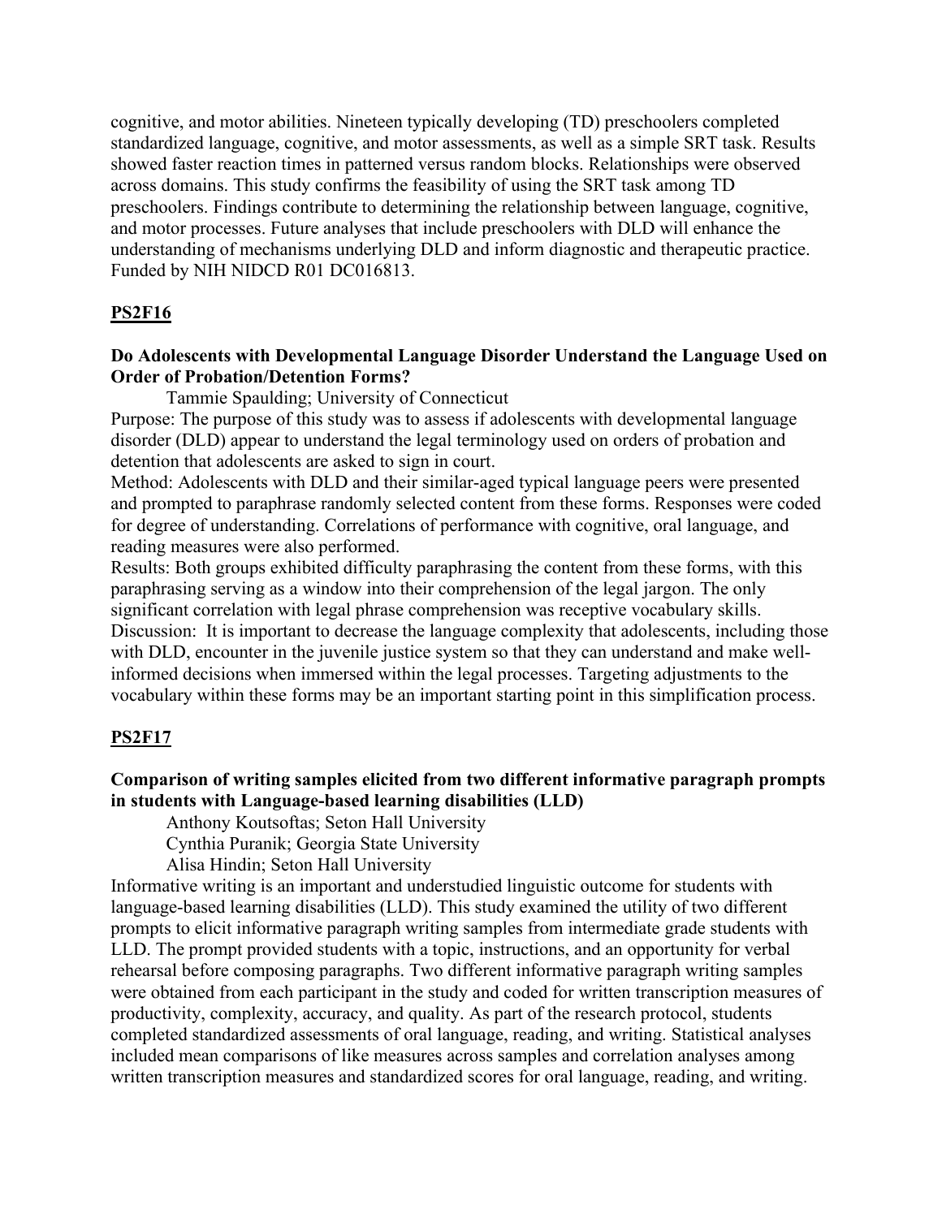cognitive, and motor abilities. Nineteen typically developing (TD) preschoolers completed standardized language, cognitive, and motor assessments, as well as a simple SRT task. Results showed faster reaction times in patterned versus random blocks. Relationships were observed across domains. This study confirms the feasibility of using the SRT task among TD preschoolers. Findings contribute to determining the relationship between language, cognitive, and motor processes. Future analyses that include preschoolers with DLD will enhance the understanding of mechanisms underlying DLD and inform diagnostic and therapeutic practice. Funded by NIH NIDCD R01 DC016813.

## PS2F16

**Do Adolescents with Developmental Language Disorder Understand the Language Used on Order of Probation/Detention Forms?**

Tammie Spaulding; University of Connecticut

Purpose: The purpose of this study was to assess if adolescents with developmental language disorder (DLD) appear to understand the legal terminology used on orders of probation and detention that adolescents are asked to sign in court.

Method: Adolescents with DLD and their similar-aged typical language peers were presented and prompted to paraphrase randomly selected content from these forms. Responses were coded for degree of understanding. Correlations of performance with cognitive, oral language, and reading measures were also performed.

Results: Both groups exhibited difficulty paraphrasing the content from these forms, with this paraphrasing serving as a window into their comprehension of the legal jargon. The only significant correlation with legal phrase comprehension was receptive vocabulary skills.

Discussion: It is important to decrease the language complexity that adolescents, including those with DLD, encounter in the juvenile justice system so that they can understand and make well-informed decisions when immersed within the legal processes. Targeting adjustments to the vocabulary within these forms may be an important starting point in this simplification process.

## PS2F17

**Comparison of writing samples elicited from two different informative paragraph prompts in students with Language-based learning disabilities (LLD)**

Anthony Koutsoftas; Seton Hall University
Cynthia Puranik; Georgia State University
Alisa Hindin; Seton Hall University

Informative writing is an important and understudied linguistic outcome for students with language-based learning disabilities (LLD). This study examined the utility of two different prompts to elicit informative paragraph writing samples from intermediate grade students with LLD. The prompt provided students with a topic, instructions, and an opportunity for verbal rehearsal before composing paragraphs. Two different informative paragraph writing samples were obtained from each participant in the study and coded for written transcription measures of productivity, complexity, accuracy, and quality. As part of the research protocol, students completed standardized assessments of oral language, reading, and writing. Statistical analyses included mean comparisons of like measures across samples and correlation analyses among written transcription measures and standardized scores for oral language, reading, and writing.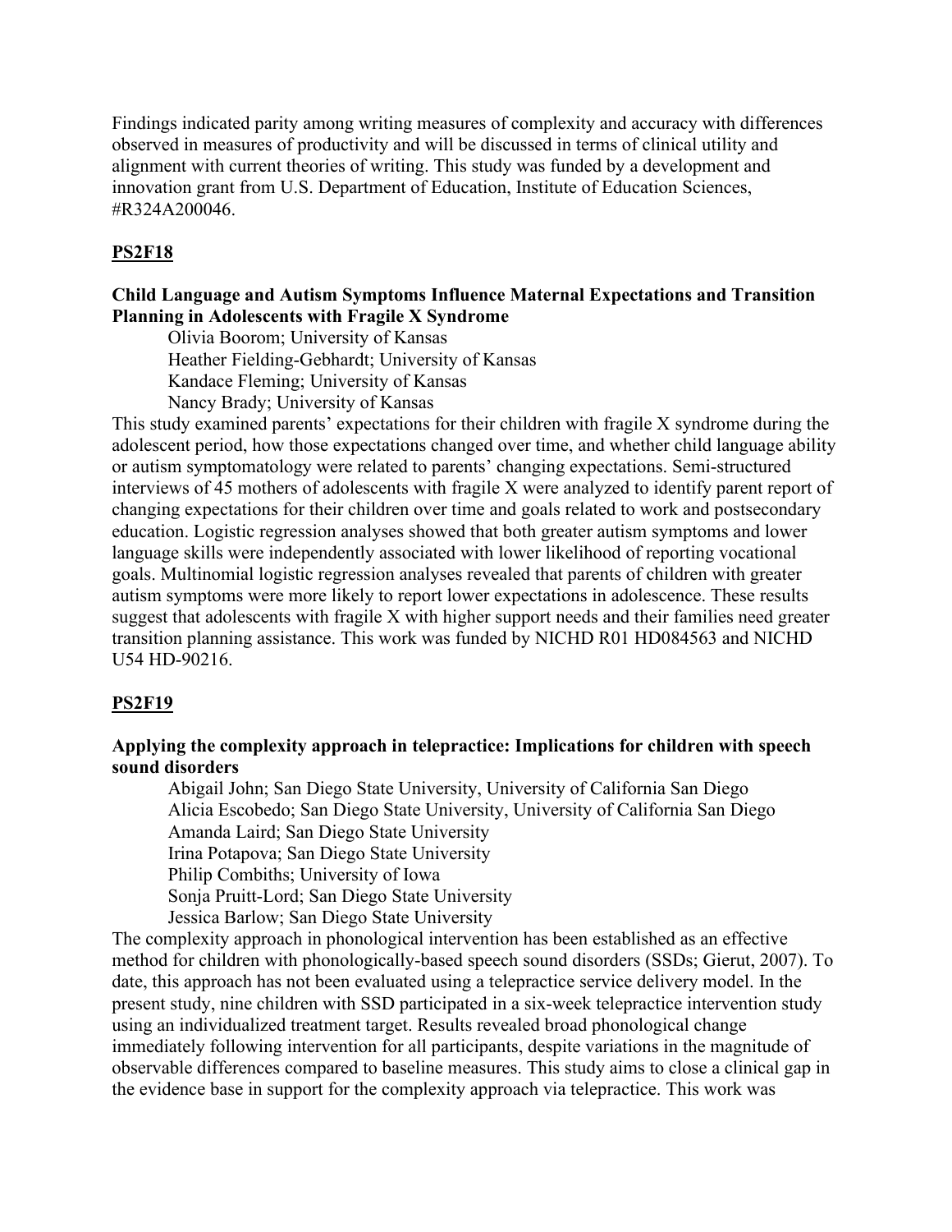Findings indicated parity among writing measures of complexity and accuracy with differences observed in measures of productivity and will be discussed in terms of clinical utility and alignment with current theories of writing. This study was funded by a development and innovation grant from U.S. Department of Education, Institute of Education Sciences, #R324A200046.

## PS2F18

### Child Language and Autism Symptoms Influence Maternal Expectations and Transition Planning in Adolescents with Fragile X Syndrome

Olivia Boorom; University of Kansas
Heather Fielding-Gebhardt; University of Kansas
Kandace Fleming; University of Kansas
Nancy Brady; University of Kansas

This study examined parents' expectations for their children with fragile X syndrome during the adolescent period, how those expectations changed over time, and whether child language ability or autism symptomatology were related to parents' changing expectations. Semi-structured interviews of 45 mothers of adolescents with fragile X were analyzed to identify parent report of changing expectations for their children over time and goals related to work and postsecondary education. Logistic regression analyses showed that both greater autism symptoms and lower language skills were independently associated with lower likelihood of reporting vocational goals. Multinomial logistic regression analyses revealed that parents of children with greater autism symptoms were more likely to report lower expectations in adolescence. These results suggest that adolescents with fragile X with higher support needs and their families need greater transition planning assistance. This work was funded by NICHD R01 HD084563 and NICHD U54 HD-90216.

## PS2F19

### Applying the complexity approach in telepractice: Implications for children with speech sound disorders

Abigail John; San Diego State University, University of California San Diego
Alicia Escobedo; San Diego State University, University of California San Diego
Amanda Laird; San Diego State University
Irina Potapova; San Diego State University
Philip Combiths; University of Iowa
Sonja Pruitt-Lord; San Diego State University
Jessica Barlow; San Diego State University

The complexity approach in phonological intervention has been established as an effective method for children with phonologically-based speech sound disorders (SSDs; Gierut, 2007). To date, this approach has not been evaluated using a telepractice service delivery model. In the present study, nine children with SSD participated in a six-week telepractice intervention study using an individualized treatment target. Results revealed broad phonological change immediately following intervention for all participants, despite variations in the magnitude of observable differences compared to baseline measures. This study aims to close a clinical gap in the evidence base in support for the complexity approach via telepractice. This work was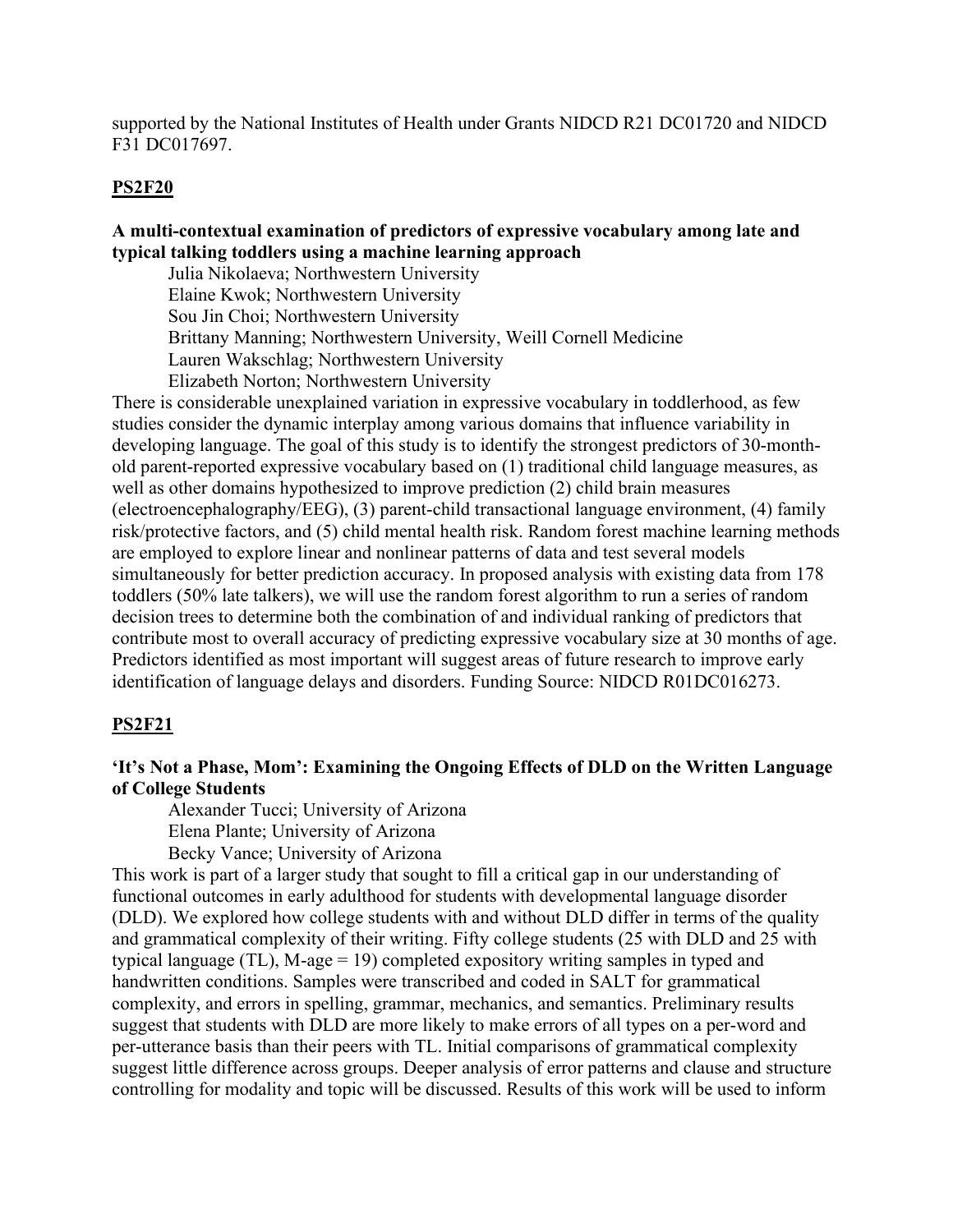supported by the National Institutes of Health under Grants NIDCD R21 DC01720 and NIDCD F31 DC017697.

## PS2F20

**A multi-contextual examination of predictors of expressive vocabulary among late and typical talking toddlers using a machine learning approach**

Julia Nikolaeva; Northwestern University
Elaine Kwok; Northwestern University
Sou Jin Choi; Northwestern University
Brittany Manning; Northwestern University, Weill Cornell Medicine
Lauren Wakschlag; Northwestern University
Elizabeth Norton; Northwestern University

There is considerable unexplained variation in expressive vocabulary in toddlerhood, as few studies consider the dynamic interplay among various domains that influence variability in developing language. The goal of this study is to identify the strongest predictors of 30-month-old parent-reported expressive vocabulary based on (1) traditional child language measures, as well as other domains hypothesized to improve prediction (2) child brain measures (electroencephalography/EEG), (3) parent-child transactional language environment, (4) family risk/protective factors, and (5) child mental health risk. Random forest machine learning methods are employed to explore linear and nonlinear patterns of data and test several models simultaneously for better prediction accuracy. In proposed analysis with existing data from 178 toddlers (50% late talkers), we will use the random forest algorithm to run a series of random decision trees to determine both the combination of and individual ranking of predictors that contribute most to overall accuracy of predicting expressive vocabulary size at 30 months of age. Predictors identified as most important will suggest areas of future research to improve early identification of language delays and disorders. Funding Source: NIDCD R01DC016273.

## PS2F21

**'It's Not a Phase, Mom': Examining the Ongoing Effects of DLD on the Written Language of College Students**

Alexander Tucci; University of Arizona
Elena Plante; University of Arizona
Becky Vance; University of Arizona

This work is part of a larger study that sought to fill a critical gap in our understanding of functional outcomes in early adulthood for students with developmental language disorder (DLD). We explored how college students with and without DLD differ in terms of the quality and grammatical complexity of their writing. Fifty college students (25 with DLD and 25 with typical language (TL), M-age = 19) completed expository writing samples in typed and handwritten conditions. Samples were transcribed and coded in SALT for grammatical complexity, and errors in spelling, grammar, mechanics, and semantics. Preliminary results suggest that students with DLD are more likely to make errors of all types on a per-word and per-utterance basis than their peers with TL. Initial comparisons of grammatical complexity suggest little difference across groups. Deeper analysis of error patterns and clause and structure controlling for modality and topic will be discussed. Results of this work will be used to inform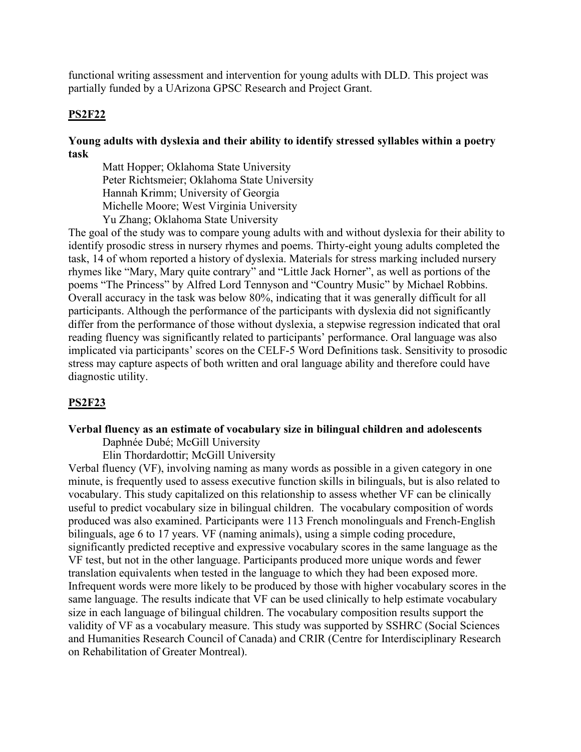functional writing assessment and intervention for young adults with DLD. This project was partially funded by a UArizona GPSC Research and Project Grant.

## PS2F22

**Young adults with dyslexia and their ability to identify stressed syllables within a poetry task**

Matt Hopper; Oklahoma State University
Peter Richtsmeier; Oklahoma State University
Hannah Krimm; University of Georgia
Michelle Moore; West Virginia University
Yu Zhang; Oklahoma State University

The goal of the study was to compare young adults with and without dyslexia for their ability to identify prosodic stress in nursery rhymes and poems. Thirty-eight young adults completed the task, 14 of whom reported a history of dyslexia. Materials for stress marking included nursery rhymes like "Mary, Mary quite contrary" and "Little Jack Horner", as well as portions of the poems "The Princess" by Alfred Lord Tennyson and "Country Music" by Michael Robbins. Overall accuracy in the task was below 80%, indicating that it was generally difficult for all participants. Although the performance of the participants with dyslexia did not significantly differ from the performance of those without dyslexia, a stepwise regression indicated that oral reading fluency was significantly related to participants' performance. Oral language was also implicated via participants' scores on the CELF-5 Word Definitions task. Sensitivity to prosodic stress may capture aspects of both written and oral language ability and therefore could have diagnostic utility.

## PS2F23

**Verbal fluency as an estimate of vocabulary size in bilingual children and adolescents**

Daphnée Dubé; McGill University
Elin Thordardottir; McGill University

Verbal fluency (VF), involving naming as many words as possible in a given category in one minute, is frequently used to assess executive function skills in bilinguals, but is also related to vocabulary. This study capitalized on this relationship to assess whether VF can be clinically useful to predict vocabulary size in bilingual children. The vocabulary composition of words produced was also examined. Participants were 113 French monolinguals and French-English bilinguals, age 6 to 17 years. VF (naming animals), using a simple coding procedure, significantly predicted receptive and expressive vocabulary scores in the same language as the VF test, but not in the other language. Participants produced more unique words and fewer translation equivalents when tested in the language to which they had been exposed more. Infrequent words were more likely to be produced by those with higher vocabulary scores in the same language. The results indicate that VF can be used clinically to help estimate vocabulary size in each language of bilingual children. The vocabulary composition results support the validity of VF as a vocabulary measure. This study was supported by SSHRC (Social Sciences and Humanities Research Council of Canada) and CRIR (Centre for Interdisciplinary Research on Rehabilitation of Greater Montreal).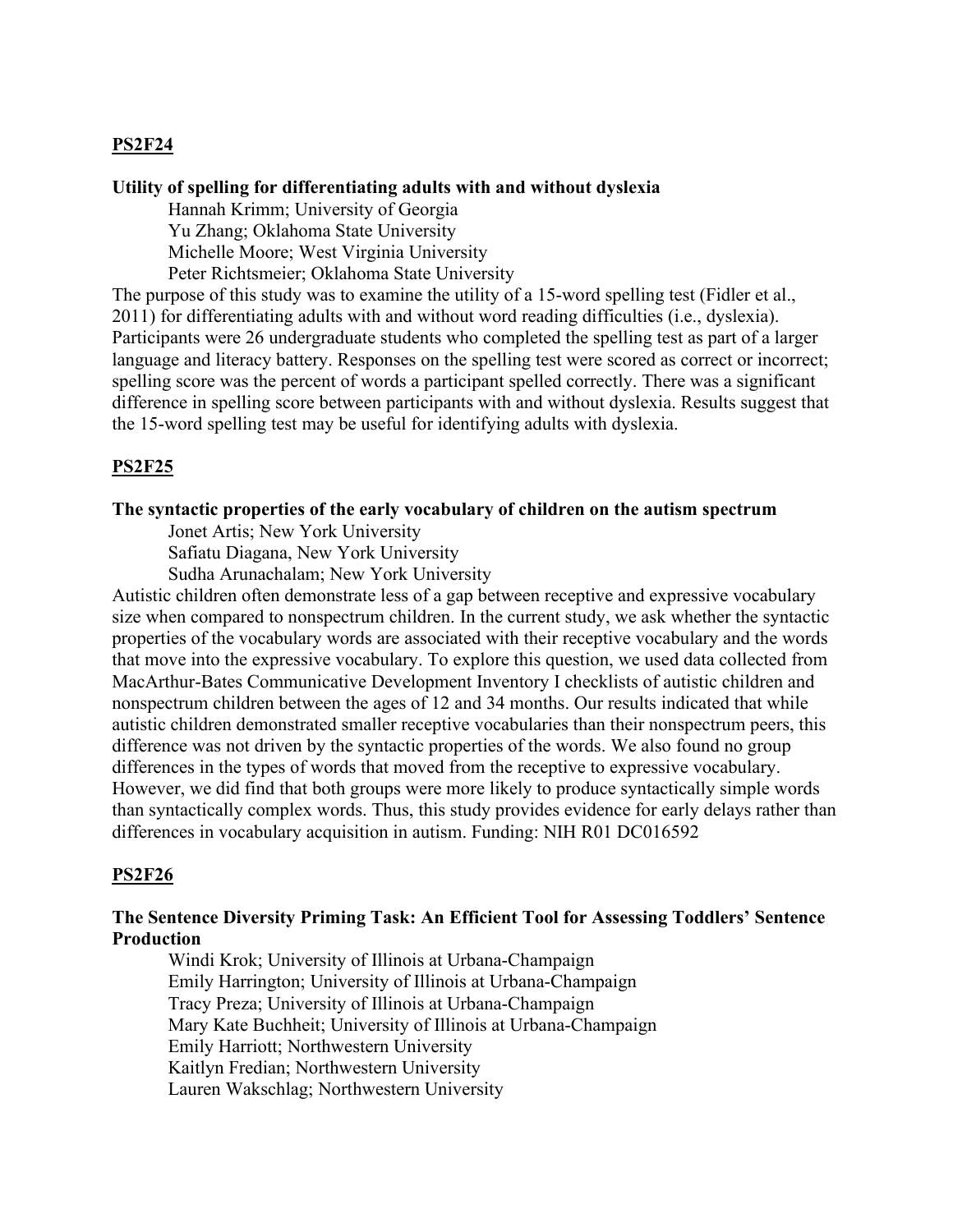## PS2F24

**Utility of spelling for differentiating adults with and without dyslexia**

Hannah Krimm; University of Georgia
Yu Zhang; Oklahoma State University
Michelle Moore; West Virginia University
Peter Richtsmeier; Oklahoma State University

The purpose of this study was to examine the utility of a 15-word spelling test (Fidler et al., 2011) for differentiating adults with and without word reading difficulties (i.e., dyslexia). Participants were 26 undergraduate students who completed the spelling test as part of a larger language and literacy battery. Responses on the spelling test were scored as correct or incorrect; spelling score was the percent of words a participant spelled correctly. There was a significant difference in spelling score between participants with and without dyslexia. Results suggest that the 15-word spelling test may be useful for identifying adults with dyslexia.

## PS2F25

**The syntactic properties of the early vocabulary of children on the autism spectrum**

Jonet Artis; New York University
Safiatu Diagana, New York University
Sudha Arunachalam; New York University

Autistic children often demonstrate less of a gap between receptive and expressive vocabulary size when compared to nonspectrum children. In the current study, we ask whether the syntactic properties of the vocabulary words are associated with their receptive vocabulary and the words that move into the expressive vocabulary. To explore this question, we used data collected from MacArthur-Bates Communicative Development Inventory I checklists of autistic children and nonspectrum children between the ages of 12 and 34 months. Our results indicated that while autistic children demonstrated smaller receptive vocabularies than their nonspectrum peers, this difference was not driven by the syntactic properties of the words. We also found no group differences in the types of words that moved from the receptive to expressive vocabulary. However, we did find that both groups were more likely to produce syntactically simple words than syntactically complex words. Thus, this study provides evidence for early delays rather than differences in vocabulary acquisition in autism. Funding: NIH R01 DC016592

## PS2F26

**The Sentence Diversity Priming Task: An Efficient Tool for Assessing Toddlers' Sentence Production**

Windi Krok; University of Illinois at Urbana-Champaign
Emily Harrington; University of Illinois at Urbana-Champaign
Tracy Preza; University of Illinois at Urbana-Champaign
Mary Kate Buchheit; University of Illinois at Urbana-Champaign
Emily Harriott; Northwestern University
Kaitlyn Fredian; Northwestern University
Lauren Wakschlag; Northwestern University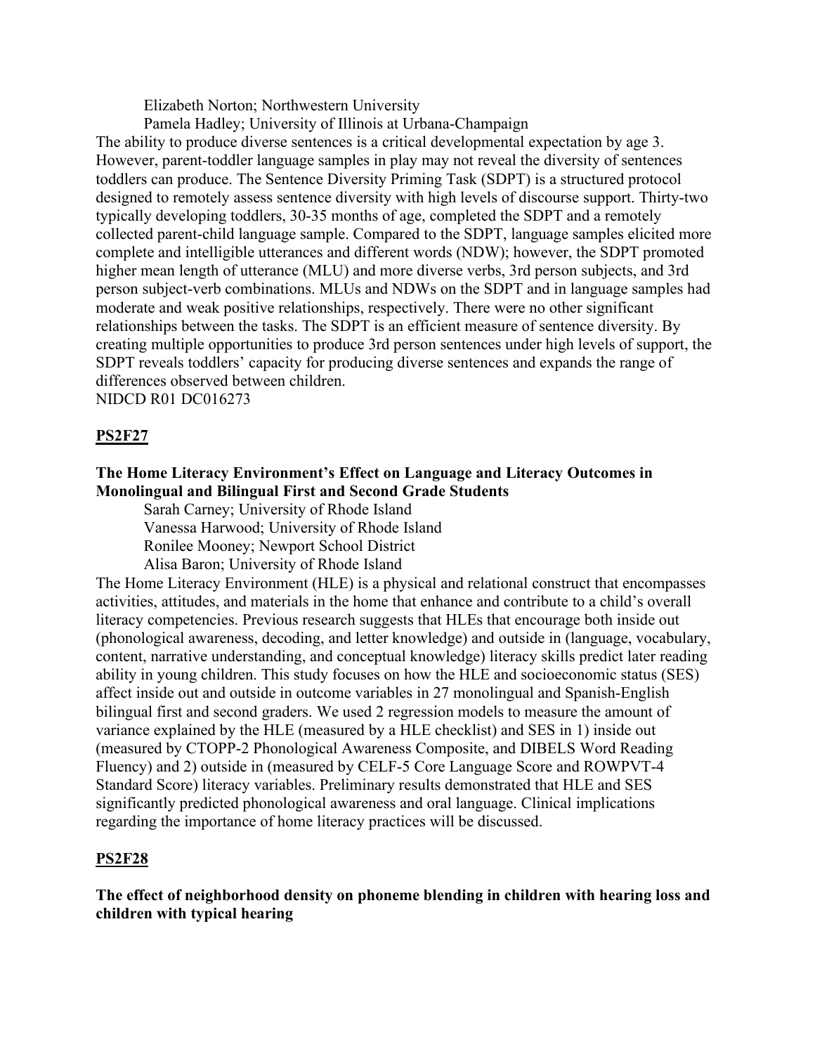Elizabeth Norton; Northwestern University

Pamela Hadley; University of Illinois at Urbana-Champaign

The ability to produce diverse sentences is a critical developmental expectation by age 3. However, parent-toddler language samples in play may not reveal the diversity of sentences toddlers can produce. The Sentence Diversity Priming Task (SDPT) is a structured protocol designed to remotely assess sentence diversity with high levels of discourse support. Thirty-two typically developing toddlers, 30-35 months of age, completed the SDPT and a remotely collected parent-child language sample. Compared to the SDPT, language samples elicited more complete and intelligible utterances and different words (NDW); however, the SDPT promoted higher mean length of utterance (MLU) and more diverse verbs, 3rd person subjects, and 3rd person subject-verb combinations. MLUs and NDWs on the SDPT and in language samples had moderate and weak positive relationships, respectively. There were no other significant relationships between the tasks. The SDPT is an efficient measure of sentence diversity. By creating multiple opportunities to produce 3rd person sentences under high levels of support, the SDPT reveals toddlers' capacity for producing diverse sentences and expands the range of differences observed between children.

NIDCD R01 DC016273

## PS2F27

### The Home Literacy Environment's Effect on Language and Literacy Outcomes in Monolingual and Bilingual First and Second Grade Students

Sarah Carney; University of Rhode Island

Vanessa Harwood; University of Rhode Island

Ronilee Mooney; Newport School District

Alisa Baron; University of Rhode Island

The Home Literacy Environment (HLE) is a physical and relational construct that encompasses activities, attitudes, and materials in the home that enhance and contribute to a child's overall literacy competencies. Previous research suggests that HLEs that encourage both inside out (phonological awareness, decoding, and letter knowledge) and outside in (language, vocabulary, content, narrative understanding, and conceptual knowledge) literacy skills predict later reading ability in young children. This study focuses on how the HLE and socioeconomic status (SES) affect inside out and outside in outcome variables in 27 monolingual and Spanish-English bilingual first and second graders. We used 2 regression models to measure the amount of variance explained by the HLE (measured by a HLE checklist) and SES in 1) inside out (measured by CTOPP-2 Phonological Awareness Composite, and DIBELS Word Reading Fluency) and 2) outside in (measured by CELF-5 Core Language Score and ROWPVT-4 Standard Score) literacy variables. Preliminary results demonstrated that HLE and SES significantly predicted phonological awareness and oral language. Clinical implications regarding the importance of home literacy practices will be discussed.

## PS2F28

### The effect of neighborhood density on phoneme blending in children with hearing loss and children with typical hearing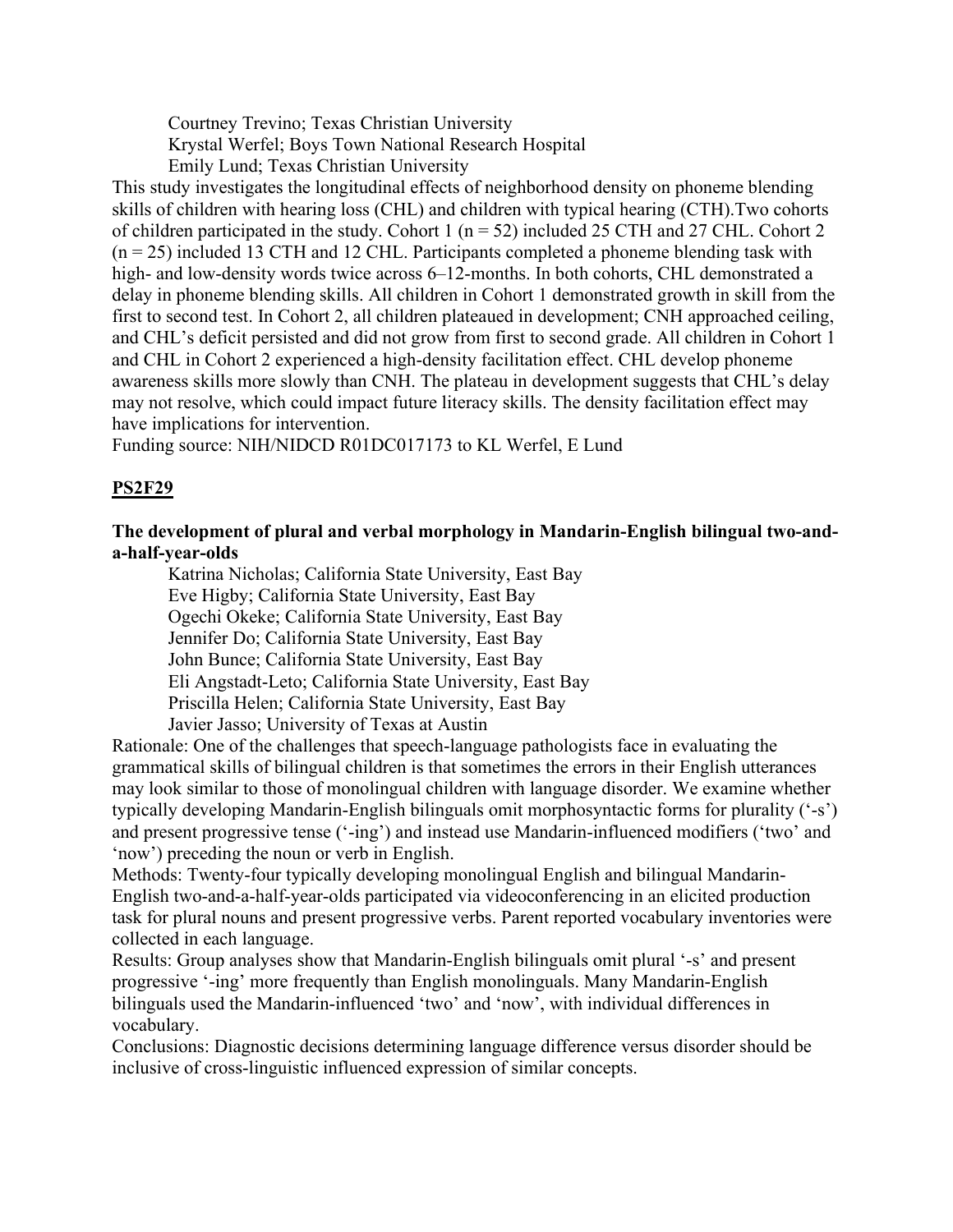Courtney Trevino; Texas Christian University
Krystal Werfel; Boys Town National Research Hospital
Emily Lund; Texas Christian University

This study investigates the longitudinal effects of neighborhood density on phoneme blending skills of children with hearing loss (CHL) and children with typical hearing (CTH).Two cohorts of children participated in the study. Cohort 1 (n = 52) included 25 CTH and 27 CHL. Cohort 2 (n = 25) included 13 CTH and 12 CHL. Participants completed a phoneme blending task with high- and low-density words twice across 6–12-months. In both cohorts, CHL demonstrated a delay in phoneme blending skills. All children in Cohort 1 demonstrated growth in skill from the first to second test. In Cohort 2, all children plateaued in development; CNH approached ceiling, and CHL's deficit persisted and did not grow from first to second grade. All children in Cohort 1 and CHL in Cohort 2 experienced a high-density facilitation effect. CHL develop phoneme awareness skills more slowly than CNH. The plateau in development suggests that CHL's delay may not resolve, which could impact future literacy skills. The density facilitation effect may have implications for intervention.

Funding source: NIH/NIDCD R01DC017173 to KL Werfel, E Lund

## PS2F29

**The development of plural and verbal morphology in Mandarin-English bilingual two-and-a-half-year-olds**

Katrina Nicholas; California State University, East Bay
Eve Higby; California State University, East Bay
Ogechi Okeke; California State University, East Bay
Jennifer Do; California State University, East Bay
John Bunce; California State University, East Bay
Eli Angstadt-Leto; California State University, East Bay
Priscilla Helen; California State University, East Bay
Javier Jasso; University of Texas at Austin

Rationale: One of the challenges that speech-language pathologists face in evaluating the grammatical skills of bilingual children is that sometimes the errors in their English utterances may look similar to those of monolingual children with language disorder. We examine whether typically developing Mandarin-English bilinguals omit morphosyntactic forms for plurality ('-s') and present progressive tense ('-ing') and instead use Mandarin-influenced modifiers ('two' and 'now') preceding the noun or verb in English.

Methods: Twenty-four typically developing monolingual English and bilingual Mandarin-English two-and-a-half-year-olds participated via videoconferencing in an elicited production task for plural nouns and present progressive verbs. Parent reported vocabulary inventories were collected in each language.

Results: Group analyses show that Mandarin-English bilinguals omit plural '-s' and present progressive '-ing' more frequently than English monolinguals. Many Mandarin-English bilinguals used the Mandarin-influenced 'two' and 'now', with individual differences in vocabulary.

Conclusions: Diagnostic decisions determining language difference versus disorder should be inclusive of cross-linguistic influenced expression of similar concepts.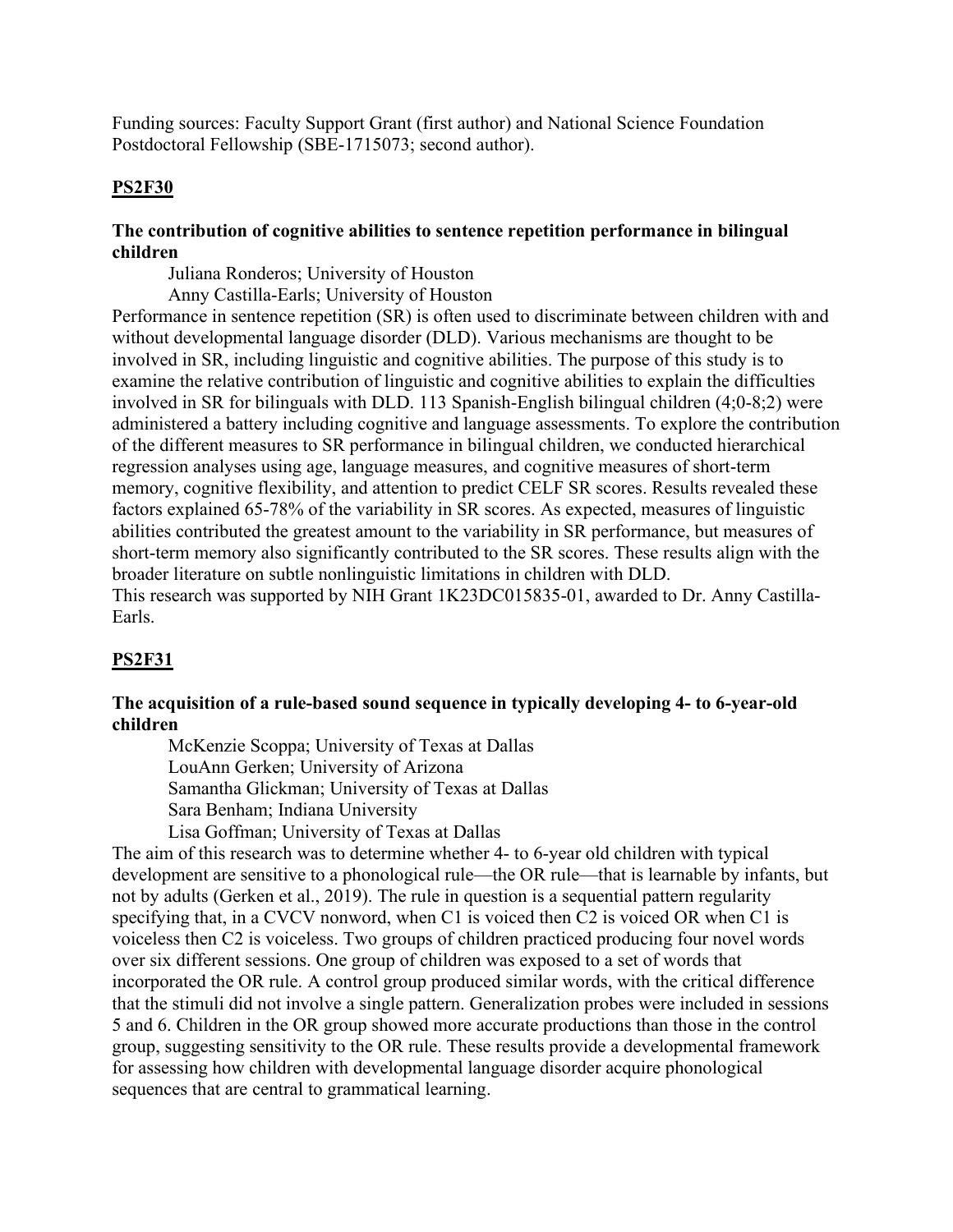Funding sources: Faculty Support Grant (first author) and National Science Foundation Postdoctoral Fellowship (SBE-1715073; second author).

## PS2F30

### The contribution of cognitive abilities to sentence repetition performance in bilingual children

Juliana Ronderos; University of Houston
Anny Castilla-Earls; University of Houston

Performance in sentence repetition (SR) is often used to discriminate between children with and without developmental language disorder (DLD). Various mechanisms are thought to be involved in SR, including linguistic and cognitive abilities. The purpose of this study is to examine the relative contribution of linguistic and cognitive abilities to explain the difficulties involved in SR for bilinguals with DLD. 113 Spanish-English bilingual children (4;0-8;2) were administered a battery including cognitive and language assessments. To explore the contribution of the different measures to SR performance in bilingual children, we conducted hierarchical regression analyses using age, language measures, and cognitive measures of short-term memory, cognitive flexibility, and attention to predict CELF SR scores. Results revealed these factors explained 65-78% of the variability in SR scores. As expected, measures of linguistic abilities contributed the greatest amount to the variability in SR performance, but measures of short-term memory also significantly contributed to the SR scores. These results align with the broader literature on subtle nonlinguistic limitations in children with DLD.
This research was supported by NIH Grant 1K23DC015835-01, awarded to Dr. Anny Castilla-Earls.

## PS2F31

### The acquisition of a rule-based sound sequence in typically developing 4- to 6-year-old children

McKenzie Scoppa; University of Texas at Dallas
LouAnn Gerken; University of Arizona
Samantha Glickman; University of Texas at Dallas
Sara Benham; Indiana University
Lisa Goffman; University of Texas at Dallas

The aim of this research was to determine whether 4- to 6-year old children with typical development are sensitive to a phonological rule—the OR rule—that is learnable by infants, but not by adults (Gerken et al., 2019). The rule in question is a sequential pattern regularity specifying that, in a CVCV nonword, when C1 is voiced then C2 is voiced OR when C1 is voiceless then C2 is voiceless. Two groups of children practiced producing four novel words over six different sessions. One group of children was exposed to a set of words that incorporated the OR rule. A control group produced similar words, with the critical difference that the stimuli did not involve a single pattern. Generalization probes were included in sessions 5 and 6. Children in the OR group showed more accurate productions than those in the control group, suggesting sensitivity to the OR rule. These results provide a developmental framework for assessing how children with developmental language disorder acquire phonological sequences that are central to grammatical learning.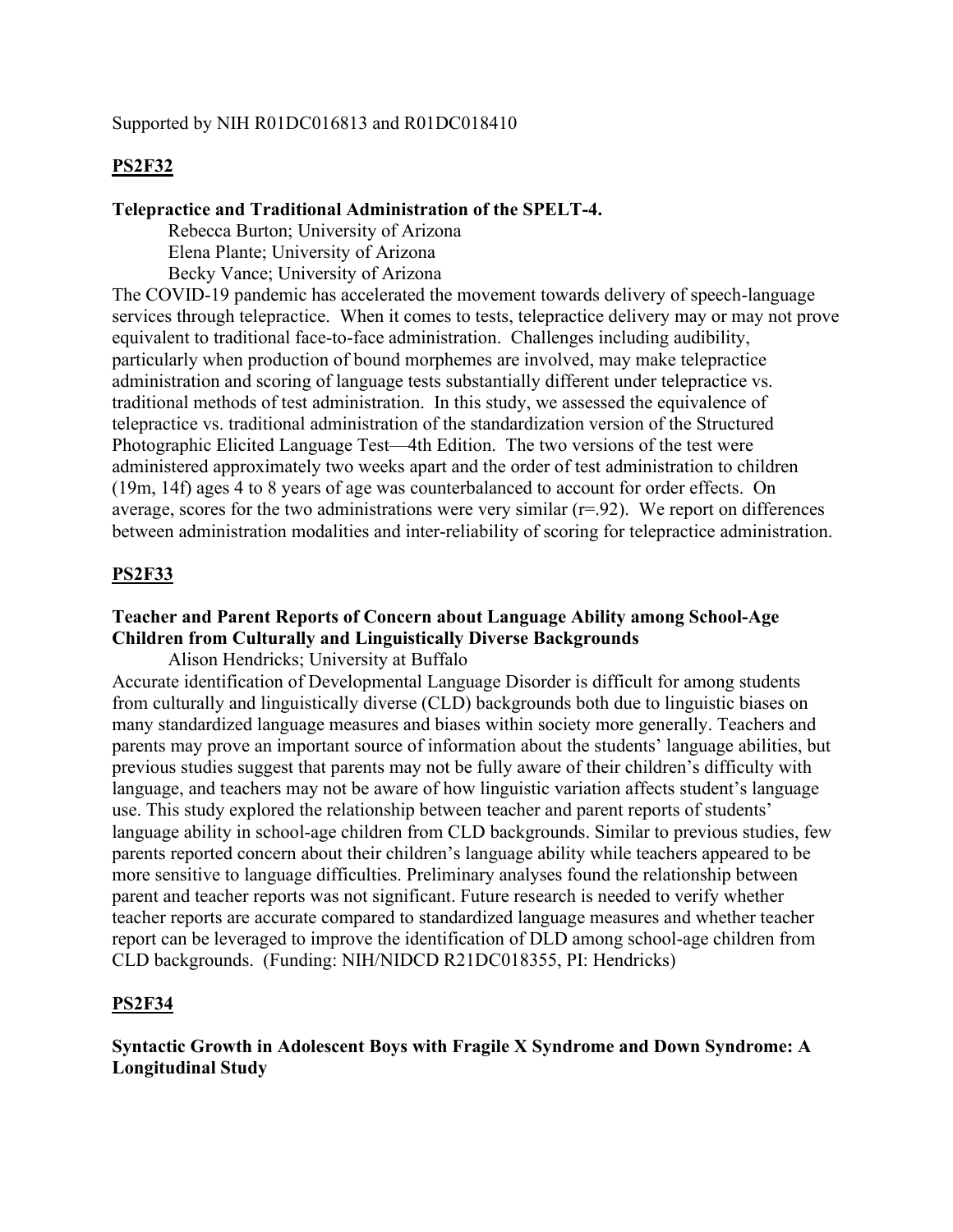Supported by NIH R01DC016813 and R01DC018410

## PS2F32

**Telepractice and Traditional Administration of the SPELT-4.**

Rebecca Burton; University of Arizona
Elena Plante; University of Arizona
Becky Vance; University of Arizona

The COVID-19 pandemic has accelerated the movement towards delivery of speech-language services through telepractice. When it comes to tests, telepractice delivery may or may not prove equivalent to traditional face-to-face administration. Challenges including audibility, particularly when production of bound morphemes are involved, may make telepractice administration and scoring of language tests substantially different under telepractice vs. traditional methods of test administration. In this study, we assessed the equivalence of telepractice vs. traditional administration of the standardization version of the Structured Photographic Elicited Language Test—4th Edition. The two versions of the test were administered approximately two weeks apart and the order of test administration to children (19m, 14f) ages 4 to 8 years of age was counterbalanced to account for order effects. On average, scores for the two administrations were very similar ($r=.92$). We report on differences between administration modalities and inter-reliability of scoring for telepractice administration.

## PS2F33

**Teacher and Parent Reports of Concern about Language Ability among School-Age Children from Culturally and Linguistically Diverse Backgrounds**

Alison Hendricks; University at Buffalo

Accurate identification of Developmental Language Disorder is difficult for among students from culturally and linguistically diverse (CLD) backgrounds both due to linguistic biases on many standardized language measures and biases within society more generally. Teachers and parents may prove an important source of information about the students' language abilities, but previous studies suggest that parents may not be fully aware of their children's difficulty with language, and teachers may not be aware of how linguistic variation affects student's language use. This study explored the relationship between teacher and parent reports of students' language ability in school-age children from CLD backgrounds. Similar to previous studies, few parents reported concern about their children's language ability while teachers appeared to be more sensitive to language difficulties. Preliminary analyses found the relationship between parent and teacher reports was not significant. Future research is needed to verify whether teacher reports are accurate compared to standardized language measures and whether teacher report can be leveraged to improve the identification of DLD among school-age children from CLD backgrounds. (Funding: NIH/NIDCD R21DC018355, PI: Hendricks)

## PS2F34

**Syntactic Growth in Adolescent Boys with Fragile X Syndrome and Down Syndrome: A Longitudinal Study**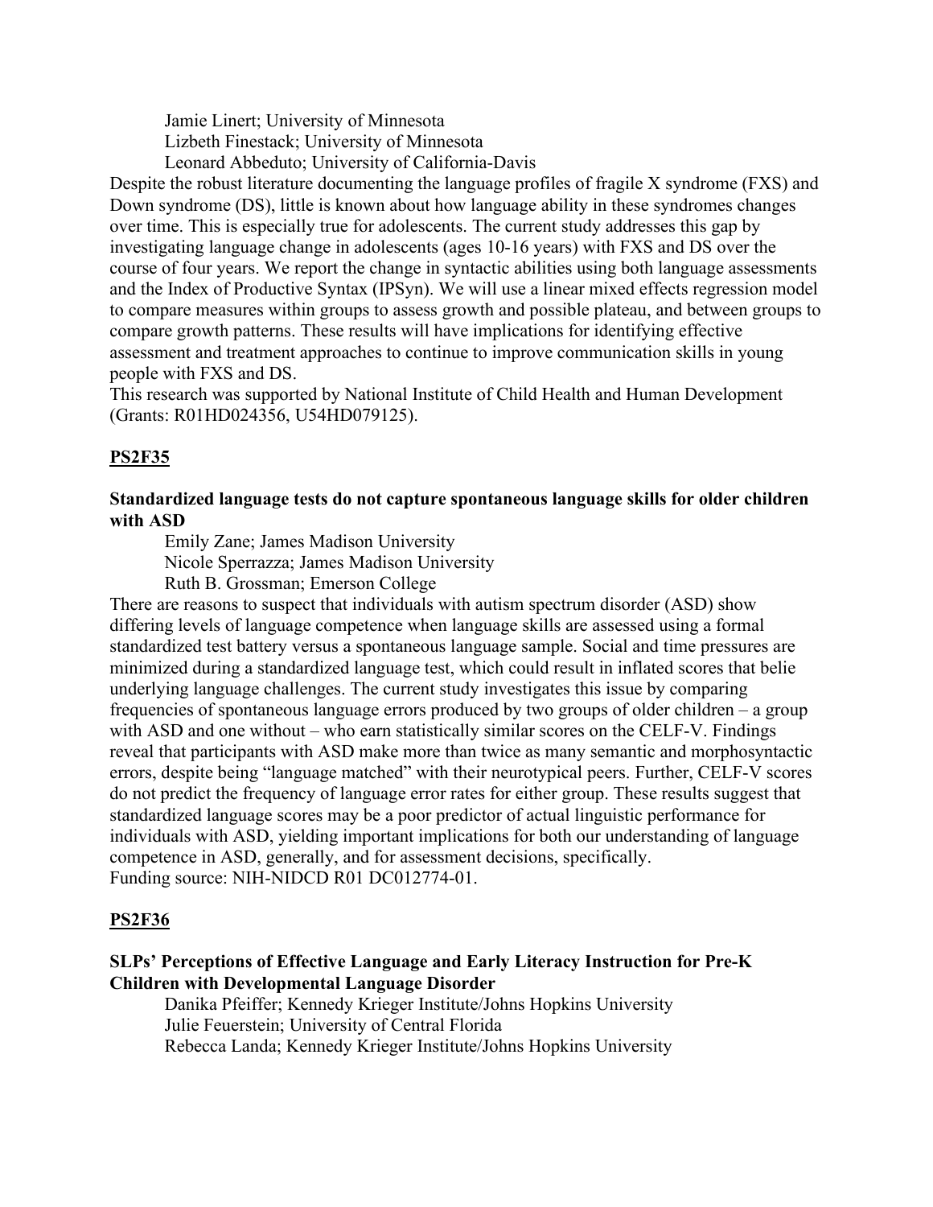Jamie Linert; University of Minnesota
Lizbeth Finestack; University of Minnesota
Leonard Abbeduto; University of California-Davis

Despite the robust literature documenting the language profiles of fragile X syndrome (FXS) and Down syndrome (DS), little is known about how language ability in these syndromes changes over time. This is especially true for adolescents. The current study addresses this gap by investigating language change in adolescents (ages 10-16 years) with FXS and DS over the course of four years. We report the change in syntactic abilities using both language assessments and the Index of Productive Syntax (IPSyn). We will use a linear mixed effects regression model to compare measures within groups to assess growth and possible plateau, and between groups to compare growth patterns. These results will have implications for identifying effective assessment and treatment approaches to continue to improve communication skills in young people with FXS and DS.

This research was supported by National Institute of Child Health and Human Development (Grants: R01HD024356, U54HD079125).

## PS2F35

**Standardized language tests do not capture spontaneous language skills for older children with ASD**

Emily Zane; James Madison University
Nicole Sperrazza; James Madison University
Ruth B. Grossman; Emerson College

There are reasons to suspect that individuals with autism spectrum disorder (ASD) show differing levels of language competence when language skills are assessed using a formal standardized test battery versus a spontaneous language sample. Social and time pressures are minimized during a standardized language test, which could result in inflated scores that belie underlying language challenges. The current study investigates this issue by comparing frequencies of spontaneous language errors produced by two groups of older children – a group with ASD and one without – who earn statistically similar scores on the CELF-V. Findings reveal that participants with ASD make more than twice as many semantic and morphosyntactic errors, despite being "language matched" with their neurotypical peers. Further, CELF-V scores do not predict the frequency of language error rates for either group. These results suggest that standardized language scores may be a poor predictor of actual linguistic performance for individuals with ASD, yielding important implications for both our understanding of language competence in ASD, generally, and for assessment decisions, specifically.

Funding source: NIH-NIDCD R01 DC012774-01.

## PS2F36

**SLPs' Perceptions of Effective Language and Early Literacy Instruction for Pre-K Children with Developmental Language Disorder**

Danika Pfeiffer; Kennedy Krieger Institute/Johns Hopkins University
Julie Feuerstein; University of Central Florida
Rebecca Landa; Kennedy Krieger Institute/Johns Hopkins University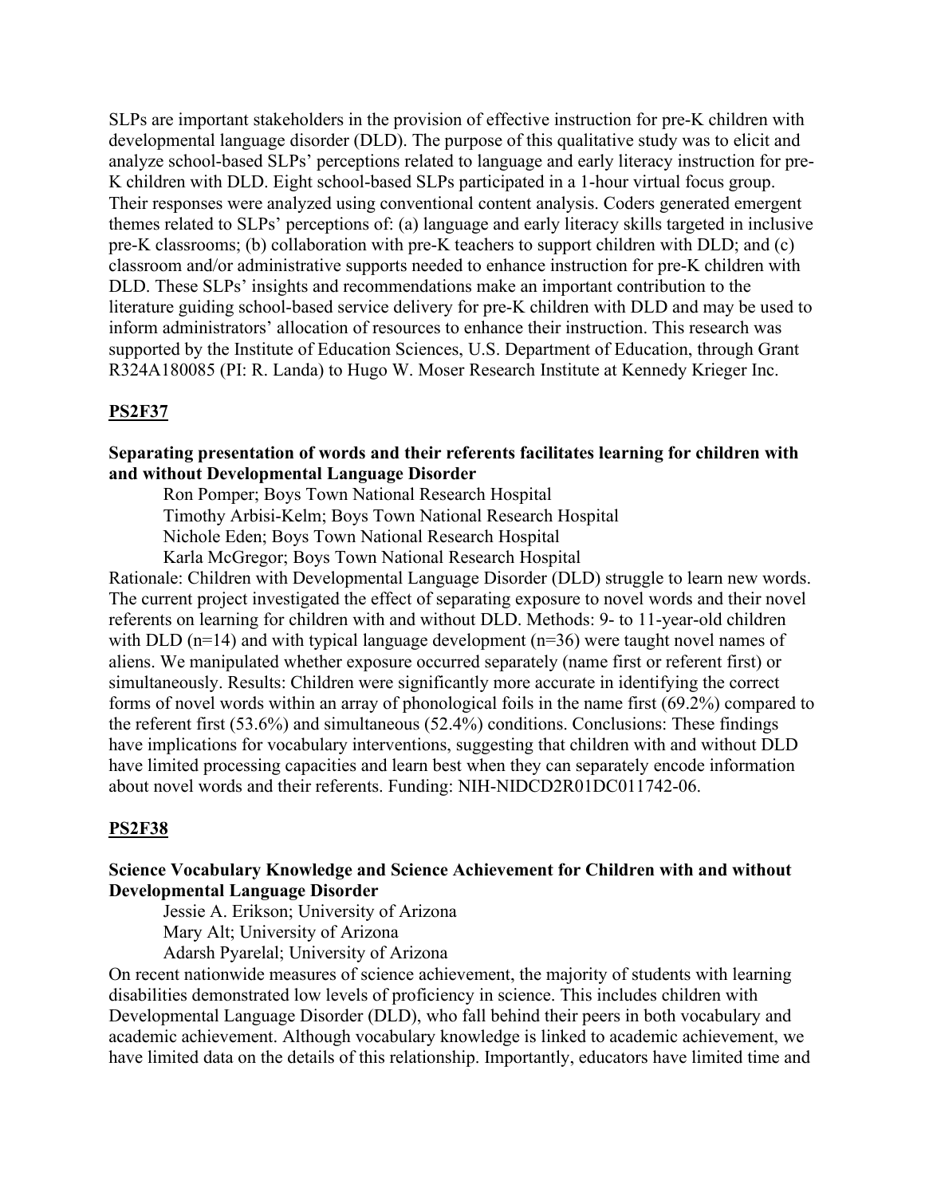SLPs are important stakeholders in the provision of effective instruction for pre-K children with developmental language disorder (DLD). The purpose of this qualitative study was to elicit and analyze school-based SLPs' perceptions related to language and early literacy instruction for pre-K children with DLD. Eight school-based SLPs participated in a 1-hour virtual focus group. Their responses were analyzed using conventional content analysis. Coders generated emergent themes related to SLPs' perceptions of: (a) language and early literacy skills targeted in inclusive pre-K classrooms; (b) collaboration with pre-K teachers to support children with DLD; and (c) classroom and/or administrative supports needed to enhance instruction for pre-K children with DLD. These SLPs' insights and recommendations make an important contribution to the literature guiding school-based service delivery for pre-K children with DLD and may be used to inform administrators' allocation of resources to enhance their instruction. This research was supported by the Institute of Education Sciences, U.S. Department of Education, through Grant R324A180085 (PI: R. Landa) to Hugo W. Moser Research Institute at Kennedy Krieger Inc.

## PS2F37

**Separating presentation of words and their referents facilitates learning for children with and without Developmental Language Disorder**

Ron Pomper; Boys Town National Research Hospital
Timothy Arbisi-Kelm; Boys Town National Research Hospital
Nichole Eden; Boys Town National Research Hospital
Karla McGregor; Boys Town National Research Hospital

Rationale: Children with Developmental Language Disorder (DLD) struggle to learn new words. The current project investigated the effect of separating exposure to novel words and their novel referents on learning for children with and without DLD. Methods: 9- to 11-year-old children with DLD (n=14) and with typical language development (n=36) were taught novel names of aliens. We manipulated whether exposure occurred separately (name first or referent first) or simultaneously. Results: Children were significantly more accurate in identifying the correct forms of novel words within an array of phonological foils in the name first (69.2%) compared to the referent first (53.6%) and simultaneous (52.4%) conditions. Conclusions: These findings have implications for vocabulary interventions, suggesting that children with and without DLD have limited processing capacities and learn best when they can separately encode information about novel words and their referents. Funding: NIH-NIDCD2R01DC011742-06.

## PS2F38

**Science Vocabulary Knowledge and Science Achievement for Children with and without Developmental Language Disorder**

Jessie A. Erikson; University of Arizona
Mary Alt; University of Arizona
Adarsh Pyarelal; University of Arizona

On recent nationwide measures of science achievement, the majority of students with learning disabilities demonstrated low levels of proficiency in science. This includes children with Developmental Language Disorder (DLD), who fall behind their peers in both vocabulary and academic achievement. Although vocabulary knowledge is linked to academic achievement, we have limited data on the details of this relationship. Importantly, educators have limited time and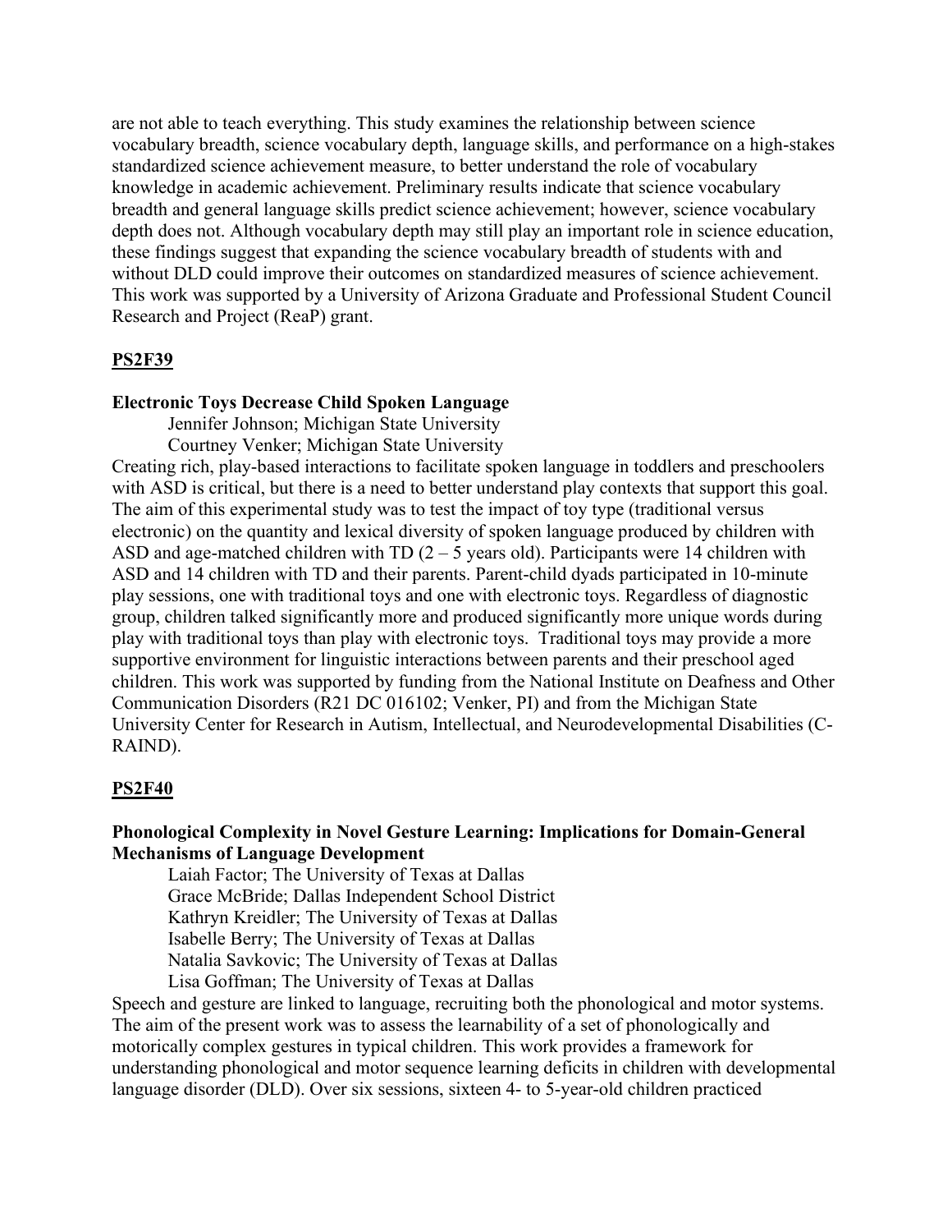are not able to teach everything. This study examines the relationship between science vocabulary breadth, science vocabulary depth, language skills, and performance on a high-stakes standardized science achievement measure, to better understand the role of vocabulary knowledge in academic achievement. Preliminary results indicate that science vocabulary breadth and general language skills predict science achievement; however, science vocabulary depth does not. Although vocabulary depth may still play an important role in science education, these findings suggest that expanding the science vocabulary breadth of students with and without DLD could improve their outcomes on standardized measures of science achievement. This work was supported by a University of Arizona Graduate and Professional Student Council Research and Project (ReaP) grant.

## PS2F39

**Electronic Toys Decrease Child Spoken Language**

Jennifer Johnson; Michigan State University
Courtney Venker; Michigan State University

Creating rich, play-based interactions to facilitate spoken language in toddlers and preschoolers with ASD is critical, but there is a need to better understand play contexts that support this goal. The aim of this experimental study was to test the impact of toy type (traditional versus electronic) on the quantity and lexical diversity of spoken language produced by children with ASD and age-matched children with TD (2 – 5 years old). Participants were 14 children with ASD and 14 children with TD and their parents. Parent-child dyads participated in 10-minute play sessions, one with traditional toys and one with electronic toys. Regardless of diagnostic group, children talked significantly more and produced significantly more unique words during play with traditional toys than play with electronic toys. Traditional toys may provide a more supportive environment for linguistic interactions between parents and their preschool aged children. This work was supported by funding from the National Institute on Deafness and Other Communication Disorders (R21 DC 016102; Venker, PI) and from the Michigan State University Center for Research in Autism, Intellectual, and Neurodevelopmental Disabilities (C-RAIND).

## PS2F40

**Phonological Complexity in Novel Gesture Learning: Implications for Domain-General Mechanisms of Language Development**

Laiah Factor; The University of Texas at Dallas
Grace McBride; Dallas Independent School District
Kathryn Kreidler; The University of Texas at Dallas
Isabelle Berry; The University of Texas at Dallas
Natalia Savkovic; The University of Texas at Dallas
Lisa Goffman; The University of Texas at Dallas

Speech and gesture are linked to language, recruiting both the phonological and motor systems. The aim of the present work was to assess the learnability of a set of phonologically and motorically complex gestures in typical children. This work provides a framework for understanding phonological and motor sequence learning deficits in children with developmental language disorder (DLD). Over six sessions, sixteen 4- to 5-year-old children practiced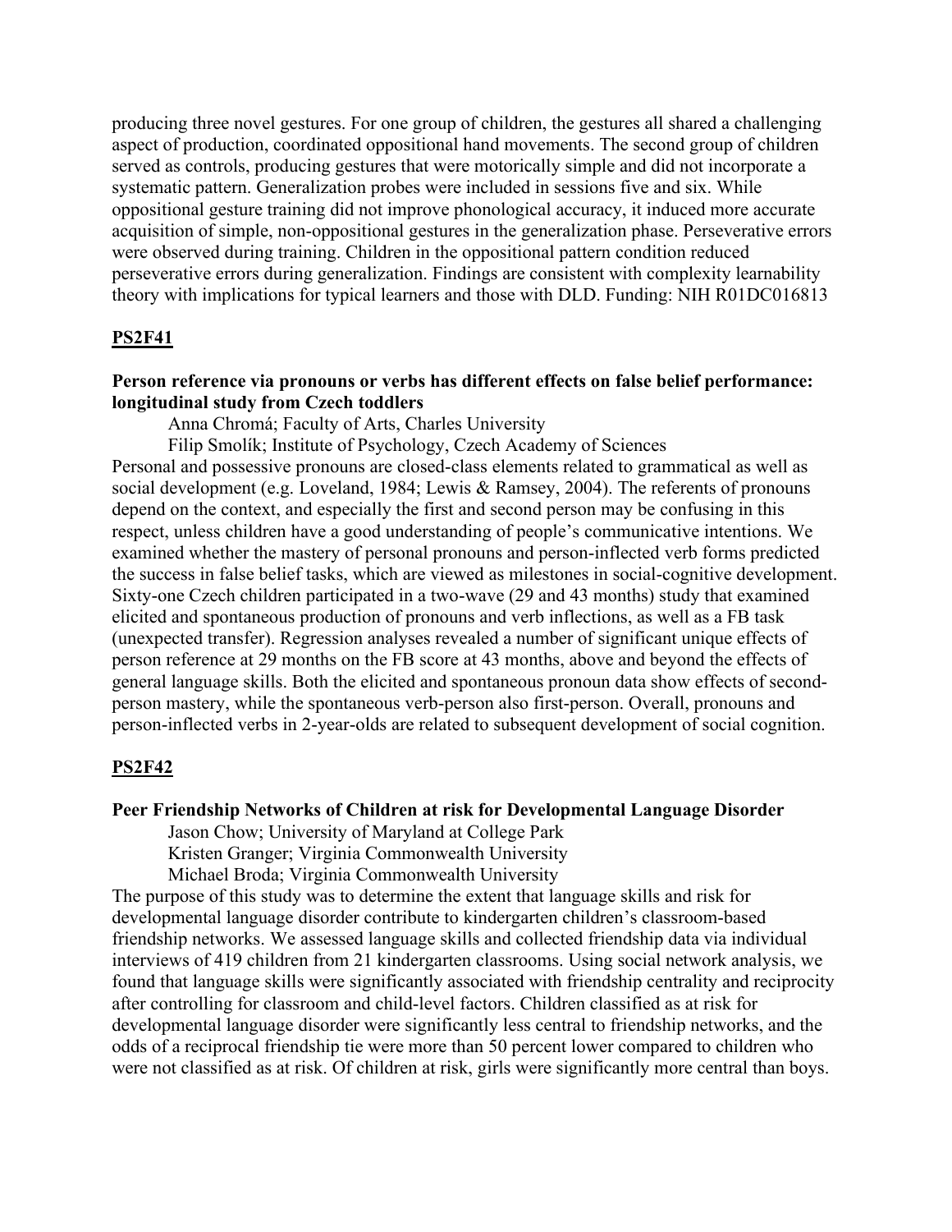producing three novel gestures. For one group of children, the gestures all shared a challenging aspect of production, coordinated oppositional hand movements. The second group of children served as controls, producing gestures that were motorically simple and did not incorporate a systematic pattern. Generalization probes were included in sessions five and six. While oppositional gesture training did not improve phonological accuracy, it induced more accurate acquisition of simple, non-oppositional gestures in the generalization phase. Perseverative errors were observed during training. Children in the oppositional pattern condition reduced perseverative errors during generalization. Findings are consistent with complexity learnability theory with implications for typical learners and those with DLD. Funding: NIH R01DC016813

## PS2F41

**Person reference via pronouns or verbs has different effects on false belief performance: longitudinal study from Czech toddlers**

Anna Chromá; Faculty of Arts, Charles University

Filip Smolík; Institute of Psychology, Czech Academy of Sciences

Personal and possessive pronouns are closed-class elements related to grammatical as well as social development (e.g. Loveland, 1984; Lewis & Ramsey, 2004). The referents of pronouns depend on the context, and especially the first and second person may be confusing in this respect, unless children have a good understanding of people's communicative intentions. We examined whether the mastery of personal pronouns and person-inflected verb forms predicted the success in false belief tasks, which are viewed as milestones in social-cognitive development. Sixty-one Czech children participated in a two-wave (29 and 43 months) study that examined elicited and spontaneous production of pronouns and verb inflections, as well as a FB task (unexpected transfer). Regression analyses revealed a number of significant unique effects of person reference at 29 months on the FB score at 43 months, above and beyond the effects of general language skills. Both the elicited and spontaneous pronoun data show effects of second-person mastery, while the spontaneous verb-person also first-person. Overall, pronouns and person-inflected verbs in 2-year-olds are related to subsequent development of social cognition.

## PS2F42

**Peer Friendship Networks of Children at risk for Developmental Language Disorder**

Jason Chow; University of Maryland at College Park

Kristen Granger; Virginia Commonwealth University

Michael Broda; Virginia Commonwealth University

The purpose of this study was to determine the extent that language skills and risk for developmental language disorder contribute to kindergarten children's classroom-based friendship networks. We assessed language skills and collected friendship data via individual interviews of 419 children from 21 kindergarten classrooms. Using social network analysis, we found that language skills were significantly associated with friendship centrality and reciprocity after controlling for classroom and child-level factors. Children classified as at risk for developmental language disorder were significantly less central to friendship networks, and the odds of a reciprocal friendship tie were more than 50 percent lower compared to children who were not classified as at risk. Of children at risk, girls were significantly more central than boys.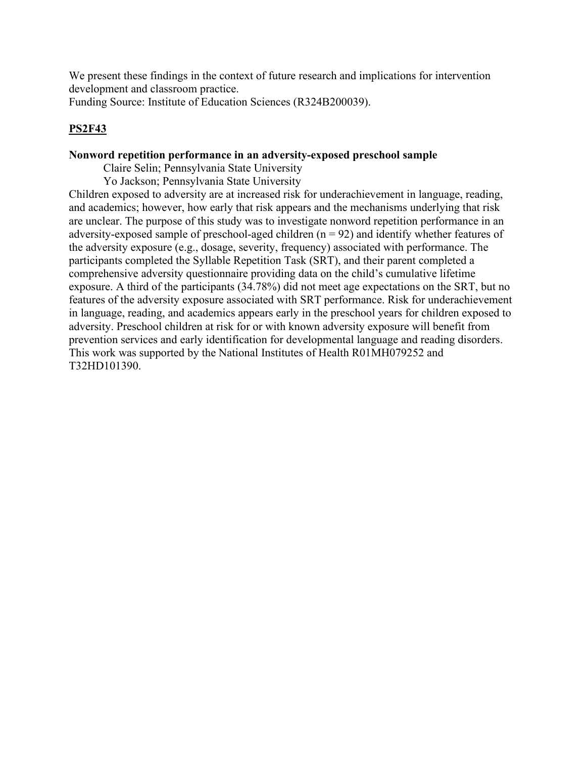We present these findings in the context of future research and implications for intervention development and classroom practice.
Funding Source: Institute of Education Sciences (R324B200039).

**PS2F43**

**Nonword repetition performance in an adversity-exposed preschool sample**

Claire Selin; Pennsylvania State University

Yo Jackson; Pennsylvania State University

Children exposed to adversity are at increased risk for underachievement in language, reading, and academics; however, how early that risk appears and the mechanisms underlying that risk are unclear. The purpose of this study was to investigate nonword repetition performance in an adversity-exposed sample of preschool-aged children (n = 92) and identify whether features of the adversity exposure (e.g., dosage, severity, frequency) associated with performance. The participants completed the Syllable Repetition Task (SRT), and their parent completed a comprehensive adversity questionnaire providing data on the child's cumulative lifetime exposure. A third of the participants (34.78%) did not meet age expectations on the SRT, but no features of the adversity exposure associated with SRT performance. Risk for underachievement in language, reading, and academics appears early in the preschool years for children exposed to adversity. Preschool children at risk for or with known adversity exposure will benefit from prevention services and early identification for developmental language and reading disorders. This work was supported by the National Institutes of Health R01MH079252 and T32HD101390.